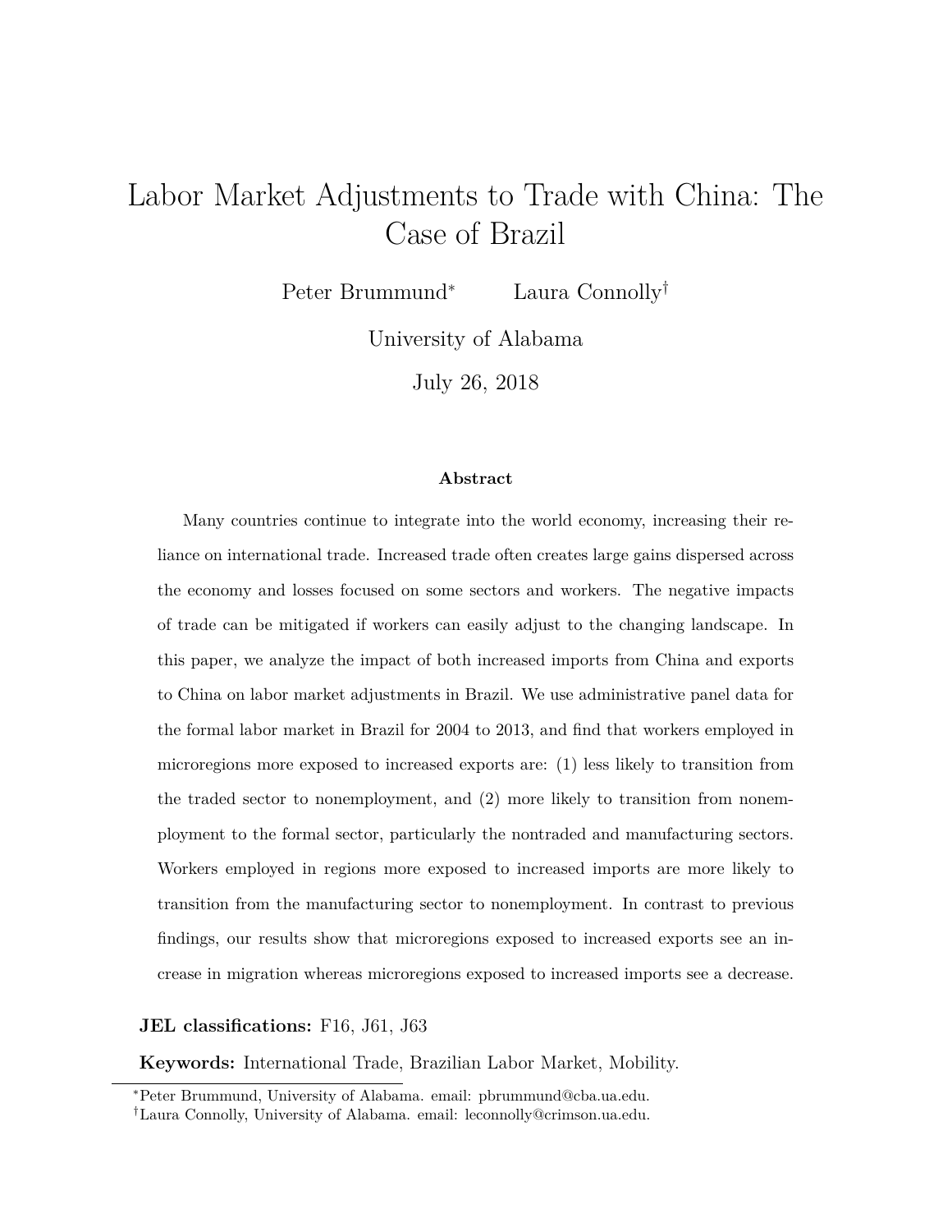# Labor Market Adjustments to Trade with China: The Case of Brazil

Peter Brummund[*] Laura Connolly[†]

University of Alabama

July 26, 2018

### Abstract

Many countries continue to integrate into the world economy, increasing their reliance on international trade. Increased trade often creates large gains dispersed across the economy and losses focused on some sectors and workers. The negative impacts of trade can be mitigated if workers can easily adjust to the changing landscape. In this paper, we analyze the impact of both increased imports from China and exports to China on labor market adjustments in Brazil. We use administrative panel data for the formal labor market in Brazil for 2004 to 2013, and find that workers employed in microregions more exposed to increased exports are: (1) less likely to transition from the traded sector to nonemployment, and (2) more likely to transition from nonemployment to the formal sector, particularly the nontraded and manufacturing sectors. Workers employed in regions more exposed to increased imports are more likely to transition from the manufacturing sector to nonemployment. In contrast to previous findings, our results show that microregions exposed to increased exports see an increase in migration whereas microregions exposed to increased imports see a decrease.

**JEL classifications:** F16, J61, J63

**Keywords:** International Trade, Brazilian Labor Market, Mobility.

[*] Peter Brummund, University of Alabama. email: pbrummund@cba.ua.edu.

[†] Laura Connolly, University of Alabama. email: leconnolly@crimson.ua.edu.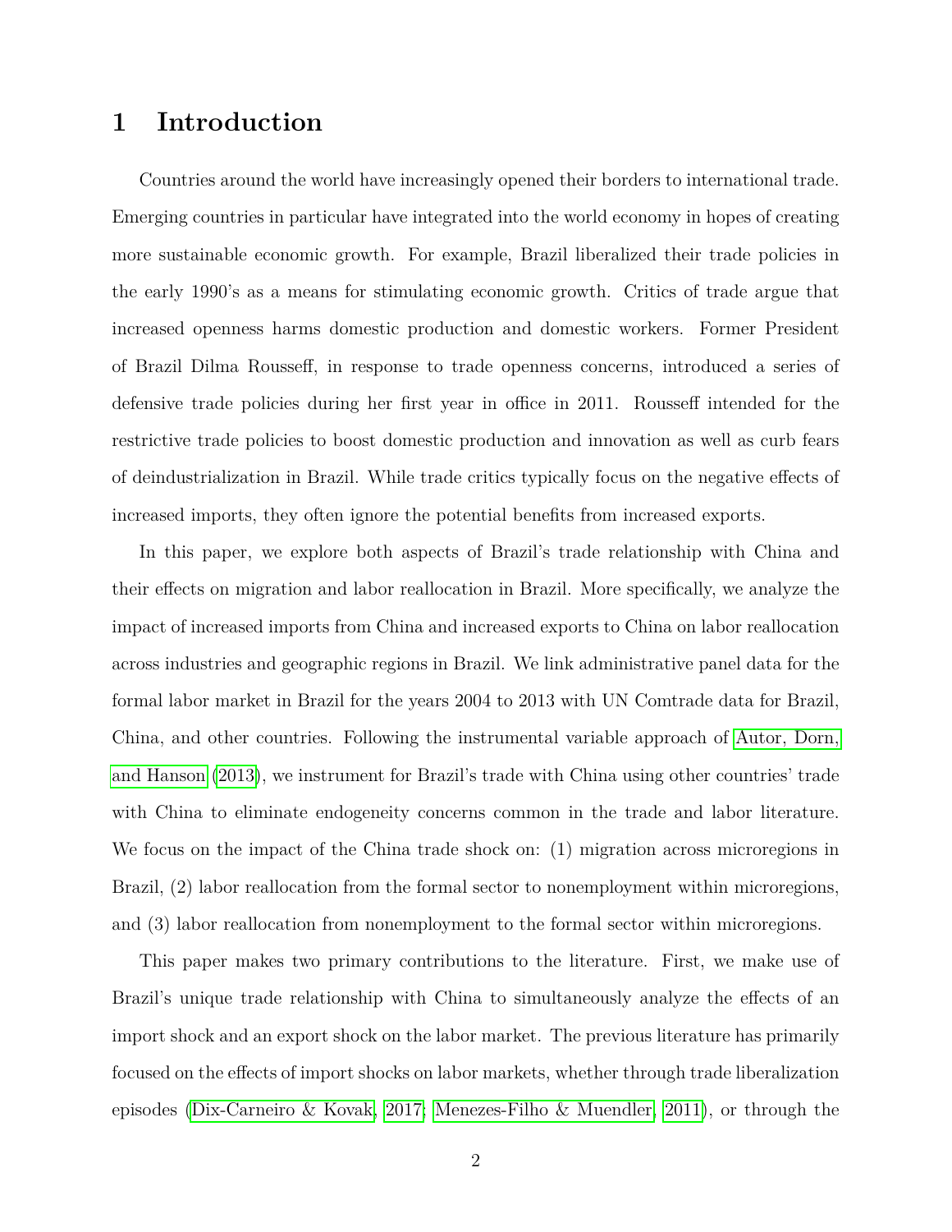# 1 Introduction

Countries around the world have increasingly opened their borders to international trade. Emerging countries in particular have integrated into the world economy in hopes of creating more sustainable economic growth. For example, Brazil liberalized their trade policies in the early 1990's as a means for stimulating economic growth. Critics of trade argue that increased openness harms domestic production and domestic workers. Former President of Brazil Dilma Rousseff, in response to trade openness concerns, introduced a series of defensive trade policies during her first year in office in 2011. Rousseff intended for the restrictive trade policies to boost domestic production and innovation as well as curb fears of deindustrialization in Brazil. While trade critics typically focus on the negative effects of increased imports, they often ignore the potential benefits from increased exports.

In this paper, we explore both aspects of Brazil's trade relationship with China and their effects on migration and labor reallocation in Brazil. More specifically, we analyze the impact of increased imports from China and increased exports to China on labor reallocation across industries and geographic regions in Brazil. We link administrative panel data for the formal labor market in Brazil for the years 2004 to 2013 with UN Comtrade data for Brazil, China, and other countries. Following the instrumental variable approach of Autor, Dorn, and Hanson (2013), we instrument for Brazil's trade with China using other countries' trade with China to eliminate endogeneity concerns common in the trade and labor literature. We focus on the impact of the China trade shock on: (1) migration across microregions in Brazil, (2) labor reallocation from the formal sector to nonemployment within microregions, and (3) labor reallocation from nonemployment to the formal sector within microregions.

This paper makes two primary contributions to the literature. First, we make use of Brazil's unique trade relationship with China to simultaneously analyze the effects of an import shock and an export shock on the labor market. The previous literature has primarily focused on the effects of import shocks on labor markets, whether through trade liberalization episodes (Dix-Carneiro & Kovak, 2017; Menezes-Filho & Muendler, 2011), or through the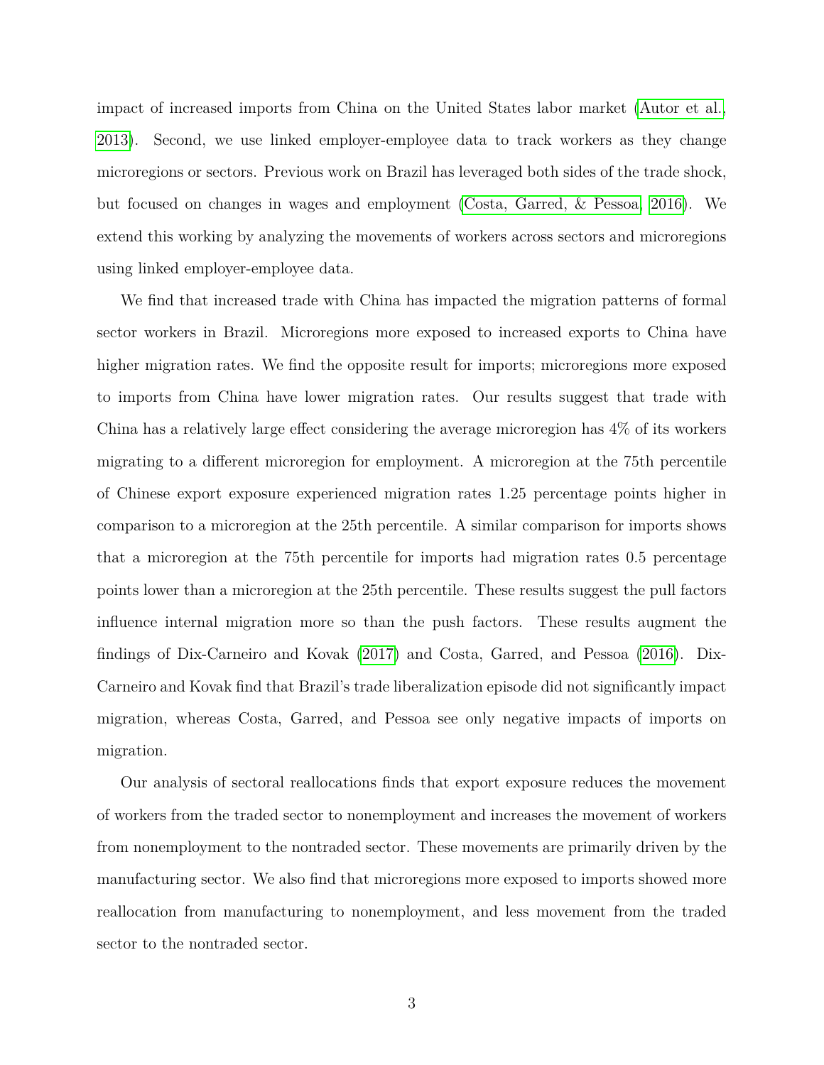impact of increased imports from China on the United States labor market (Autor et al., 2013). Second, we use linked employer-employee data to track workers as they change microregions or sectors. Previous work on Brazil has leveraged both sides of the trade shock, but focused on changes in wages and employment (Costa, Garred, & Pessoa, 2016). We extend this working by analyzing the movements of workers across sectors and microregions using linked employer-employee data.

We find that increased trade with China has impacted the migration patterns of formal sector workers in Brazil. Microregions more exposed to increased exports to China have higher migration rates. We find the opposite result for imports; microregions more exposed to imports from China have lower migration rates. Our results suggest that trade with China has a relatively large effect considering the average microregion has 4% of its workers migrating to a different microregion for employment. A microregion at the 75th percentile of Chinese export exposure experienced migration rates 1.25 percentage points higher in comparison to a microregion at the 25th percentile. A similar comparison for imports shows that a microregion at the 75th percentile for imports had migration rates 0.5 percentage points lower than a microregion at the 25th percentile. These results suggest the pull factors influence internal migration more so than the push factors. These results augment the findings of Dix-Carneiro and Kovak (2017) and Costa, Garred, and Pessoa (2016). Dix-Carneiro and Kovak find that Brazil's trade liberalization episode did not significantly impact migration, whereas Costa, Garred, and Pessoa see only negative impacts of imports on migration.

Our analysis of sectoral reallocations finds that export exposure reduces the movement of workers from the traded sector to nonemployment and increases the movement of workers from nonemployment to the nontraded sector. These movements are primarily driven by the manufacturing sector. We also find that microregions more exposed to imports showed more reallocation from manufacturing to nonemployment, and less movement from the traded sector to the nontraded sector.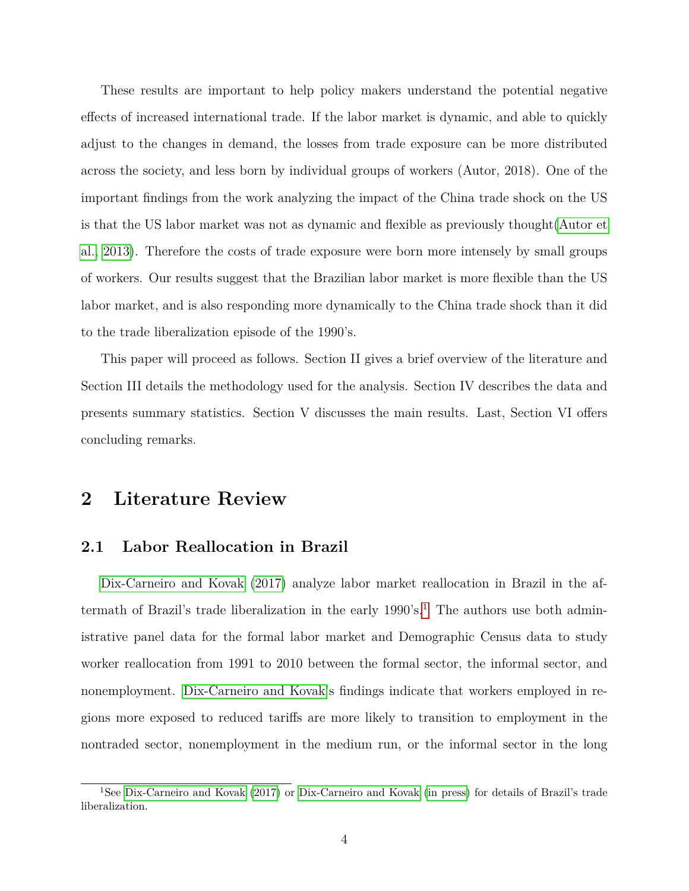These results are important to help policy makers understand the potential negative effects of increased international trade. If the labor market is dynamic, and able to quickly adjust to the changes in demand, the losses from trade exposure can be more distributed across the society, and less born by individual groups of workers (Autor, 2018). One of the important findings from the work analyzing the impact of the China trade shock on the US is that the US labor market was not as dynamic and flexible as previously thought(Autor et al., 2013). Therefore the costs of trade exposure were born more intensely by small groups of workers. Our results suggest that the Brazilian labor market is more flexible than the US labor market, and is also responding more dynamically to the China trade shock than it did to the trade liberalization episode of the 1990's.

This paper will proceed as follows. Section II gives a brief overview of the literature and Section III details the methodology used for the analysis. Section IV describes the data and presents summary statistics. Section V discusses the main results. Last, Section VI offers concluding remarks.

## 2 Literature Review

### 2.1 Labor Reallocation in Brazil

Dix-Carneiro and Kovak (2017) analyze labor market reallocation in Brazil in the aftermath of Brazil's trade liberalization in the early 1990's.[1] The authors use both administrative panel data for the formal labor market and Demographic Census data to study worker reallocation from 1991 to 2010 between the formal sector, the informal sector, and nonemployment. Dix-Carneiro and Kovak's findings indicate that workers employed in regions more exposed to reduced tariffs are more likely to transition to employment in the nontraded sector, nonemployment in the medium run, or the informal sector in the long

[1] See Dix-Carneiro and Kovak (2017) or Dix-Carneiro and Kovak (in press) for details of Brazil's trade liberalization.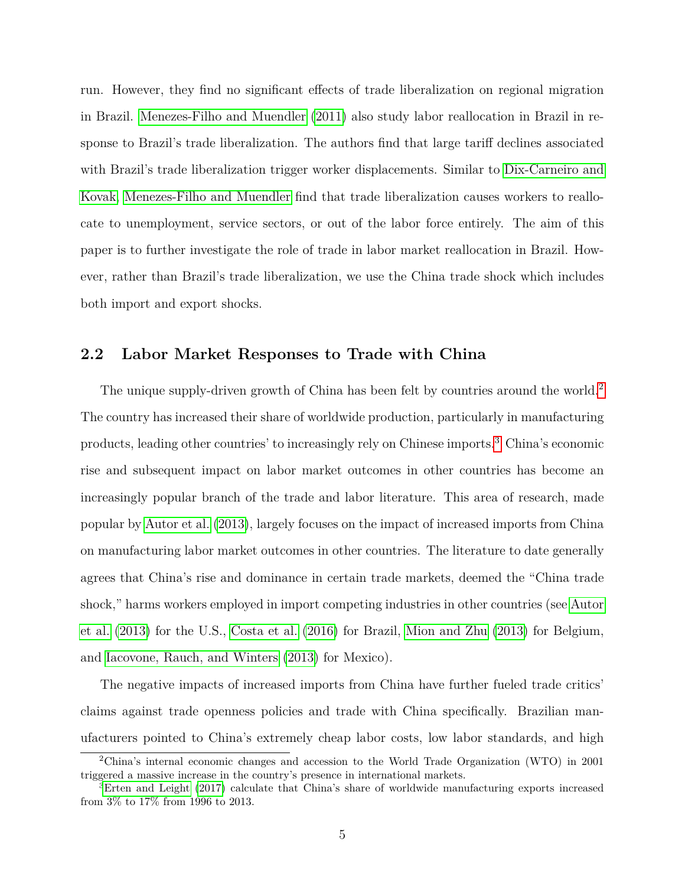run. However, they find no significant effects of trade liberalization on regional migration in Brazil. Menezes-Filho and Muendler (2011) also study labor reallocation in Brazil in response to Brazil's trade liberalization. The authors find that large tariff declines associated with Brazil's trade liberalization trigger worker displacements. Similar to Dix-Carneiro and Kovak, Menezes-Filho and Muendler find that trade liberalization causes workers to reallocate to unemployment, service sectors, or out of the labor force entirely. The aim of this paper is to further investigate the role of trade in labor market reallocation in Brazil. However, rather than Brazil's trade liberalization, we use the China trade shock which includes both import and export shocks.

## 2.2 Labor Market Responses to Trade with China

The unique supply-driven growth of China has been felt by countries around the world.[2] The country has increased their share of worldwide production, particularly in manufacturing products, leading other countries' to increasingly rely on Chinese imports.[3] China's economic rise and subsequent impact on labor market outcomes in other countries has become an increasingly popular branch of the trade and labor literature. This area of research, made popular by Autor et al. (2013), largely focuses on the impact of increased imports from China on manufacturing labor market outcomes in other countries. The literature to date generally agrees that China's rise and dominance in certain trade markets, deemed the "China trade shock," harms workers employed in import competing industries in other countries (see Autor et al. (2013) for the U.S., Costa et al. (2016) for Brazil, Mion and Zhu (2013) for Belgium, and Iacovone, Rauch, and Winters (2013) for Mexico).

The negative impacts of increased imports from China have further fueled trade critics' claims against trade openness policies and trade with China specifically. Brazilian manufacturers pointed to China's extremely cheap labor costs, low labor standards, and high

[2] China's internal economic changes and accession to the World Trade Organization (WTO) in 2001 triggered a massive increase in the country's presence in international markets.

[3] Erten and Leight (2017) calculate that China's share of worldwide manufacturing exports increased from 3% to 17% from 1996 to 2013.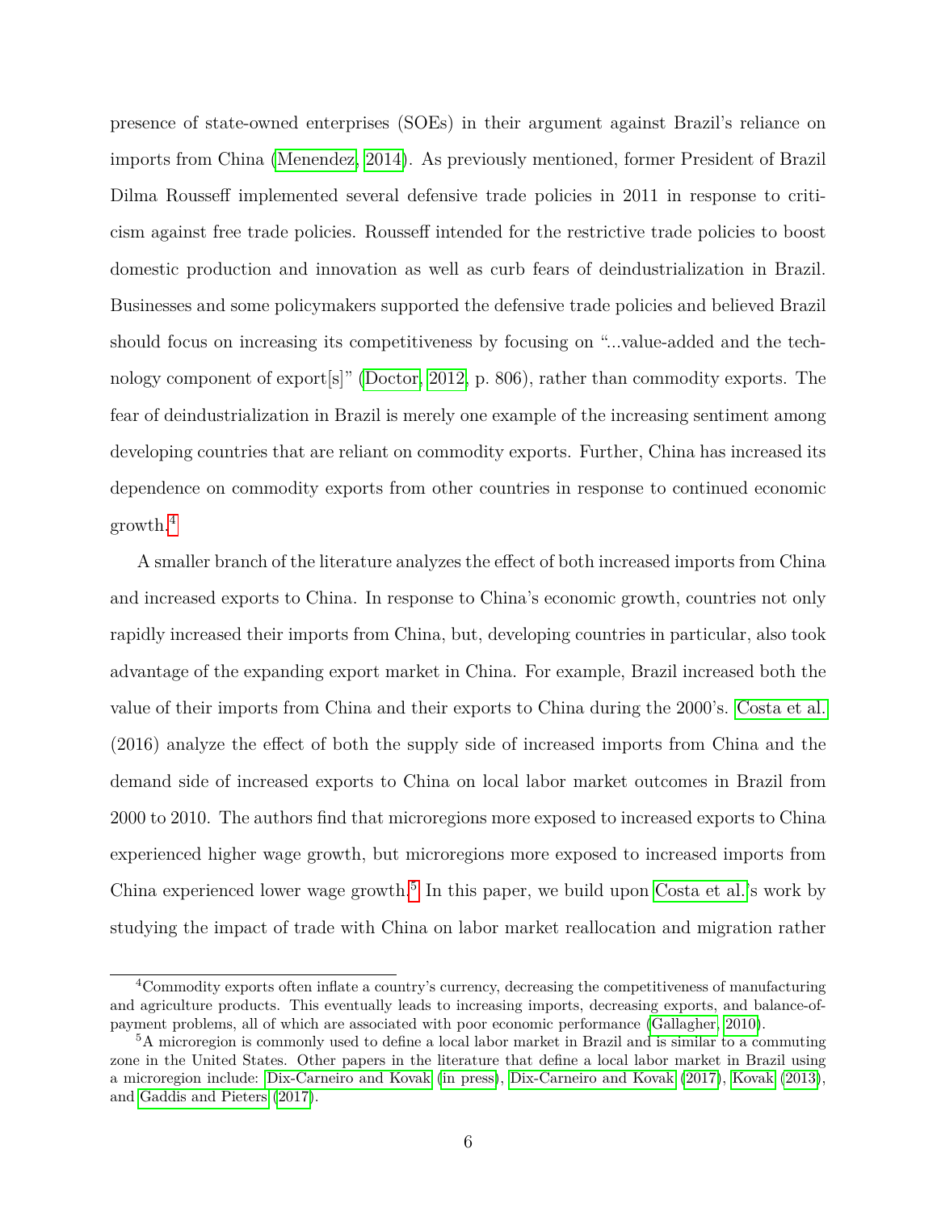presence of state-owned enterprises (SOEs) in their argument against Brazil's reliance on imports from China (Menendez, 2014). As previously mentioned, former President of Brazil Dilma Rousseff implemented several defensive trade policies in 2011 in response to criticism against free trade policies. Rousseff intended for the restrictive trade policies to boost domestic production and innovation as well as curb fears of deindustrialization in Brazil. Businesses and some policymakers supported the defensive trade policies and believed Brazil should focus on increasing its competitiveness by focusing on "...value-added and the technology component of export[s]" (Doctor, 2012, p. 806), rather than commodity exports. The fear of deindustrialization in Brazil is merely one example of the increasing sentiment among developing countries that are reliant on commodity exports. Further, China has increased its dependence on commodity exports from other countries in response to continued economic growth.[4]

A smaller branch of the literature analyzes the effect of both increased imports from China and increased exports to China. In response to China's economic growth, countries not only rapidly increased their imports from China, but, developing countries in particular, also took advantage of the expanding export market in China. For example, Brazil increased both the value of their imports from China and their exports to China during the 2000's. Costa et al. (2016) analyze the effect of both the supply side of increased imports from China and the demand side of increased exports to China on local labor market outcomes in Brazil from 2000 to 2010. The authors find that microregions more exposed to increased exports to China experienced higher wage growth, but microregions more exposed to increased imports from China experienced lower wage growth.[5] In this paper, we build upon Costa et al.'s work by studying the impact of trade with China on labor market reallocation and migration rather

[4]Commodity exports often inflate a country's currency, decreasing the competitiveness of manufacturing and agriculture products. This eventually leads to increasing imports, decreasing exports, and balance-of-payment problems, all of which are associated with poor economic performance (Gallagher, 2010).

[5]A microregion is commonly used to define a local labor market in Brazil and is similar to a commuting zone in the United States. Other papers in the literature that define a local labor market in Brazil using a microregion include: Dix-Carneiro and Kovak (in press), Dix-Carneiro and Kovak (2017), Kovak (2013), and Gaddis and Pieters (2017).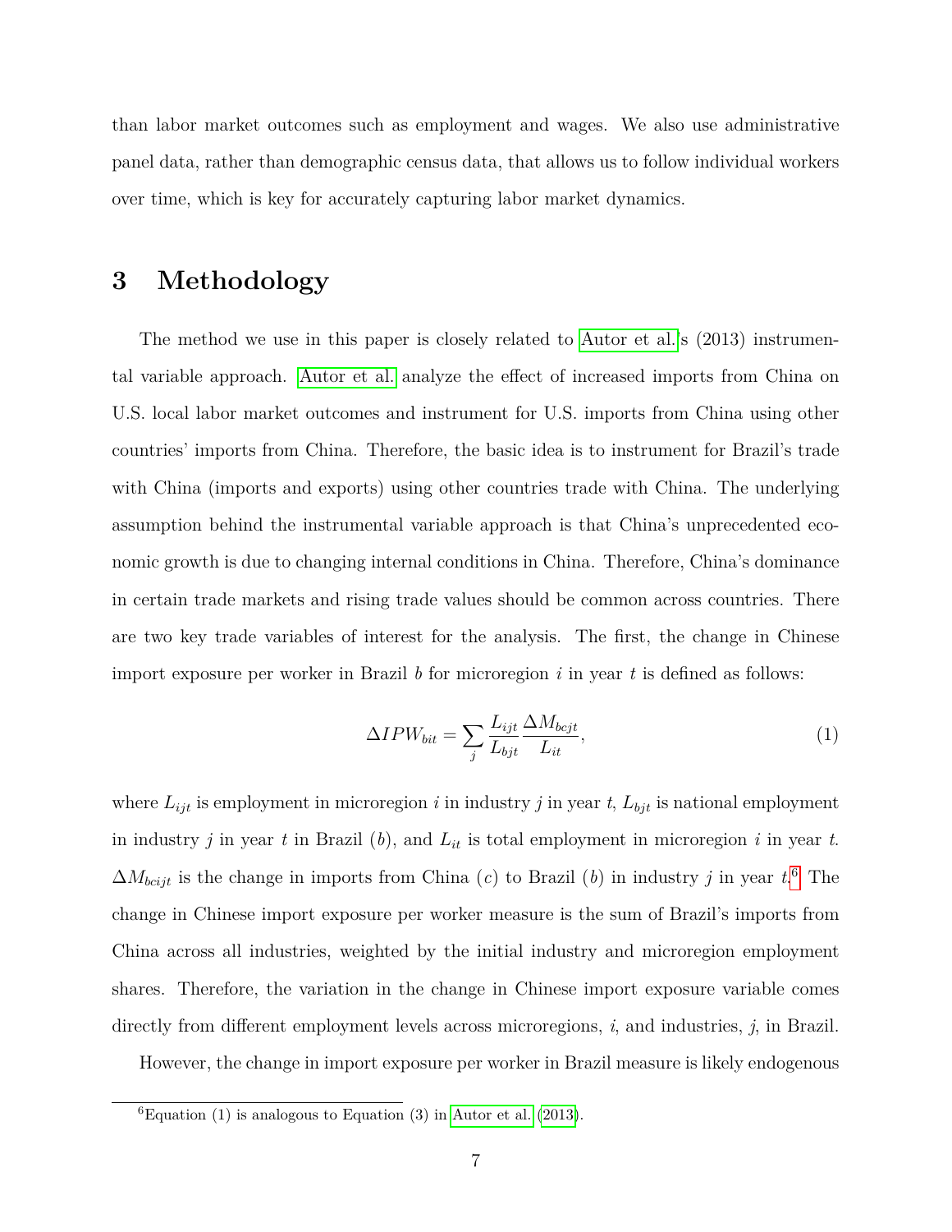than labor market outcomes such as employment and wages. We also use administrative panel data, rather than demographic census data, that allows us to follow individual workers over time, which is key for accurately capturing labor market dynamics.

# 3 Methodology

The method we use in this paper is closely related to Autor et al.'s (2013) instrumental variable approach. Autor et al. analyze the effect of increased imports from China on U.S. local labor market outcomes and instrument for U.S. imports from China using other countries' imports from China. Therefore, the basic idea is to instrument for Brazil's trade with China (imports and exports) using other countries trade with China. The underlying assumption behind the instrumental variable approach is that China's unprecedented economic growth is due to changing internal conditions in China. Therefore, China's dominance in certain trade markets and rising trade values should be common across countries. There are two key trade variables of interest for the analysis. The first, the change in Chinese import exposure per worker in Brazil $b$ for microregion $i$ in year $t$ is defined as follows:

$$\Delta IPW_{bit} = \sum_{j} \frac{L_{ijt}}{L_{bjt}} \frac{\Delta M_{bcjt}}{L_{it}}, \tag{1}$$

where $L_{ijt}$ is employment in microregion $i$ in industry $j$ in year $t$, $L_{bjt}$ is national employment in industry $j$ in year $t$ in Brazil ($b$), and $L_{it}$ is total employment in microregion $i$ in year $t$. $\Delta M_{bcijt}$ is the change in imports from China ($c$) to Brazil ($b$) in industry $j$ in year $t$.[6] The change in Chinese import exposure per worker measure is the sum of Brazil's imports from China across all industries, weighted by the initial industry and microregion employment shares. Therefore, the variation in the change in Chinese import exposure variable comes directly from different employment levels across microregions, $i$, and industries, $j$, in Brazil.

However, the change in import exposure per worker in Brazil measure is likely endogenous

[6] Equation (1) is analogous to Equation (3) in Autor et al. (2013).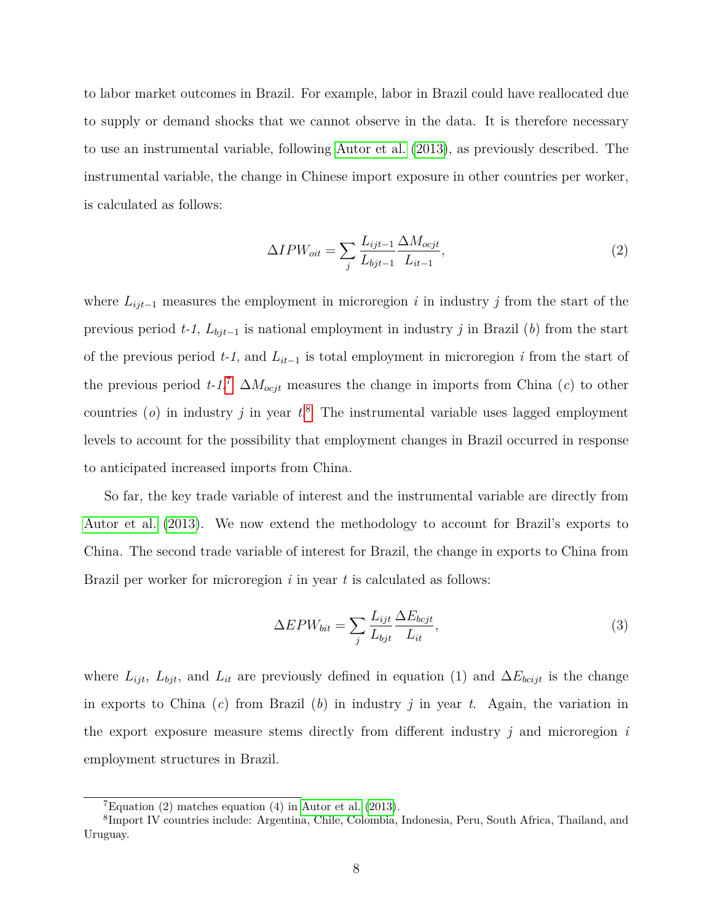to labor market outcomes in Brazil. For example, labor in Brazil could have reallocated due to supply or demand shocks that we cannot observe in the data. It is therefore necessary to use an instrumental variable, following Autor et al. (2013), as previously described. The instrumental variable, the change in Chinese import exposure in other countries per worker, is calculated as follows:

$$\Delta IPW_{oit} = \sum_{j} \frac{L_{ijt-1}}{L_{bjt-1}} \frac{\Delta M_{ocjt}}{L_{it-1}}, \tag{2}$$

where $L_{ijt-1}$ measures the employment in microregion $i$ in industry $j$ from the start of the previous period *t-1*, $L_{bjt-1}$ is national employment in industry $j$ in Brazil ($b$) from the start of the previous period *t-1*, and $L_{it-1}$ is total employment in microregion $i$ from the start of the previous period *t-1*.[7] $\Delta M_{ocjt}$ measures the change in imports from China ($c$) to other countries ($o$) in industry $j$ in year $t$.[8] The instrumental variable uses lagged employment levels to account for the possibility that employment changes in Brazil occurred in response to anticipated increased imports from China.

So far, the key trade variable of interest and the instrumental variable are directly from Autor et al. (2013). We now extend the methodology to account for Brazil's exports to China. The second trade variable of interest for Brazil, the change in exports to China from Brazil per worker for microregion $i$ in year $t$ is calculated as follows:

$$\Delta EPW_{bit} = \sum_{j} \frac{L_{ijt}}{L_{bjt}} \frac{\Delta E_{bcjt}}{L_{it}}, \tag{3}$$

where $L_{ijt}$, $L_{bjt}$, and $L_{it}$ are previously defined in equation (1) and $\Delta E_{bcijt}$ is the change in exports to China ($c$) from Brazil ($b$) in industry $j$ in year $t$. Again, the variation in the export exposure measure stems directly from different industry $j$ and microregion $i$ employment structures in Brazil.

[7] Equation (2) matches equation (4) in Autor et al. (2013).

[8] Import IV countries include: Argentina, Chile, Colombia, Indonesia, Peru, South Africa, Thailand, and Uruguay.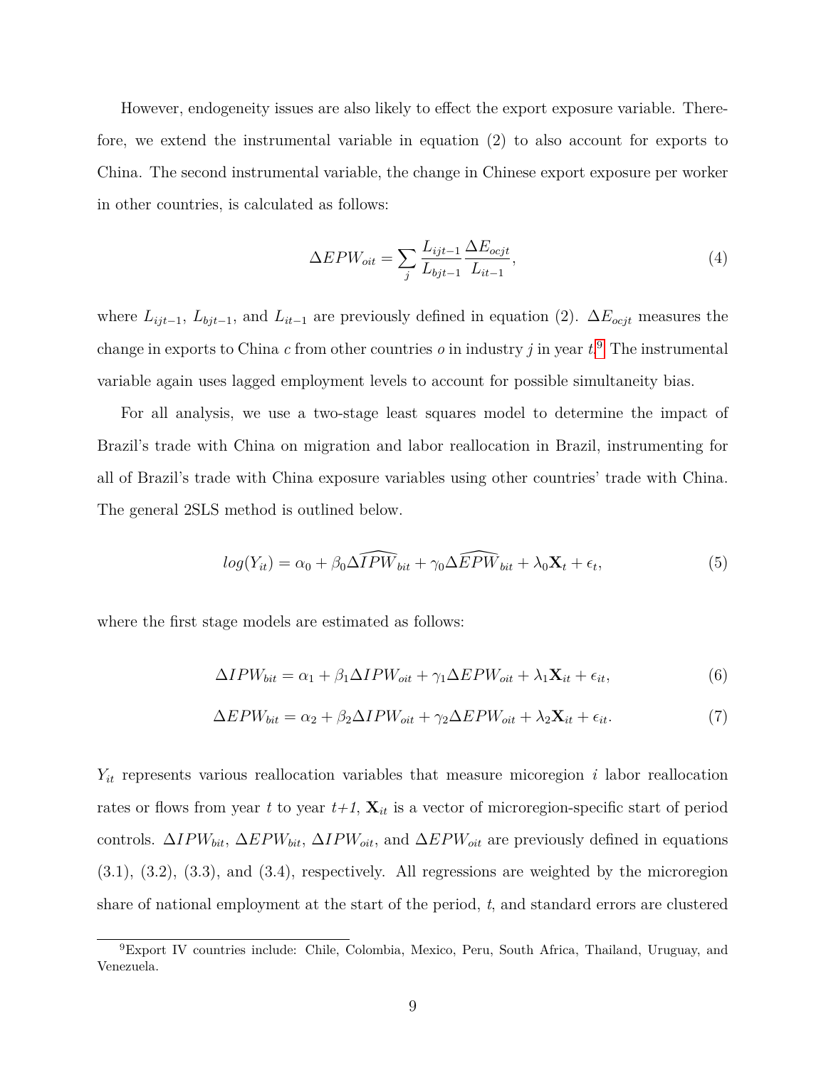However, endogeneity issues are also likely to effect the export exposure variable. Therefore, we extend the instrumental variable in equation (2) to also account for exports to China. The second instrumental variable, the change in Chinese export exposure per worker in other countries, is calculated as follows:

$$\Delta EPW_{oit} = \sum_{j} \frac{L_{ijt-1}}{L_{bjt-1}} \frac{\Delta E_{ocjt}}{L_{it-1}}, \tag{4}$$

where $L_{ijt-1}$, $L_{bjt-1}$, and $L_{it-1}$ are previously defined in equation (2). $\Delta E_{ocjt}$ measures the change in exports to China $c$ from other countries $o$ in industry $j$ in year $t$.[9] The instrumental variable again uses lagged employment levels to account for possible simultaneity bias.

For all analysis, we use a two-stage least squares model to determine the impact of Brazil's trade with China on migration and labor reallocation in Brazil, instrumenting for all of Brazil's trade with China exposure variables using other countries' trade with China. The general 2SLS method is outlined below.

$$log(Y_{it}) = \alpha_0 + \beta_0 \widehat{\Delta IPW}_{bit} + \gamma_0 \widehat{\Delta EPW}_{bit} + \lambda_0 \mathbf{X}_t + \epsilon_t, \tag{5}$$

where the first stage models are estimated as follows:

$$\Delta IPW_{bit} = \alpha_1 + \beta_1 \Delta IPW_{oit} + \gamma_1 \Delta EPW_{oit} + \lambda_1 \mathbf{X}_{it} + \epsilon_{it}, \tag{6}$$

$$\Delta EPW_{bit} = \alpha_2 + \beta_2 \Delta IPW_{oit} + \gamma_2 \Delta EPW_{oit} + \lambda_2 \mathbf{X}_{it} + \epsilon_{it}. \tag{7}$$

$Y_{it}$ represents various reallocation variables that measure micoregion $i$ labor reallocation rates or flows from year $t$ to year $t+1$, $\mathbf{X}_{it}$ is a vector of microregion-specific start of period controls. $\Delta IPW_{bit}$, $\Delta EPW_{bit}$, $\Delta IPW_{oit}$, and $\Delta EPW_{oit}$ are previously defined in equations (3.1), (3.2), (3.3), and (3.4), respectively. All regressions are weighted by the microregion share of national employment at the start of the period, $t$, and standard errors are clustered

[9] Export IV countries include: Chile, Colombia, Mexico, Peru, South Africa, Thailand, Uruguay, and Venezuela.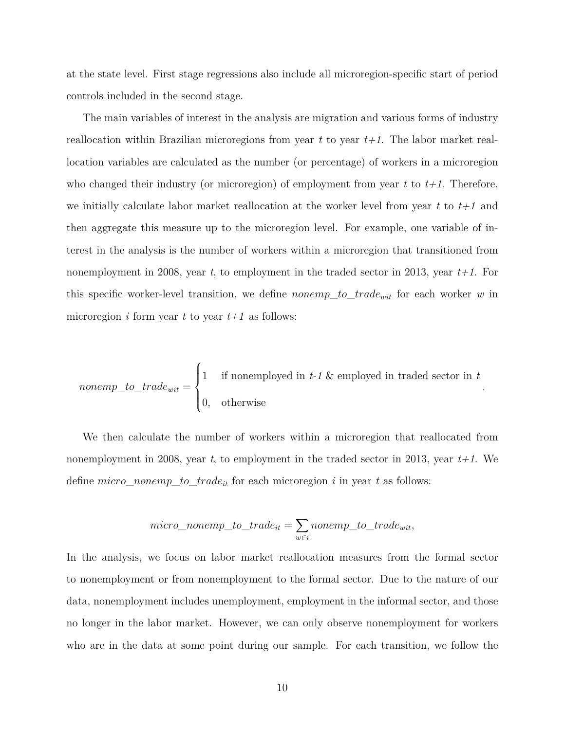at the state level. First stage regressions also include all microregion-specific start of period controls included in the second stage.

The main variables of interest in the analysis are migration and various forms of industry reallocation within Brazilian microregions from year *t* to year *t+1*. The labor market reallocation variables are calculated as the number (or percentage) of workers in a microregion who changed their industry (or microregion) of employment from year *t* to *t+1*. Therefore, we initially calculate labor market reallocation at the worker level from year *t* to *t+1* and then aggregate this measure up to the microregion level. For example, one variable of interest in the analysis is the number of workers within a microregion that transitioned from nonemployment in 2008, year *t*, to employment in the traded sector in 2013, year *t+1*. For this specific worker-level transition, we define $nonemp\_to\_trade_{wit}$ for each worker $w$ in microregion $i$ form year $t$ to year $t+1$ as follows:

$$nonemp\_to\_trade_{wit} = \begin{cases} 1 & \text{if nonemployed in } t\text{-}1 \text{ \& employed in traded sector in } t \\ 0, & \text{otherwise} \end{cases}.$$

We then calculate the number of workers within a microregion that reallocated from nonemployment in 2008, year *t*, to employment in the traded sector in 2013, year *t+1*. We define $micro\_nonemp\_to\_trade_{it}$ for each microregion $i$ in year $t$ as follows:

$$micro\_nonemp\_to\_trade_{it} = \sum_{w \in i} nonemp\_to\_trade_{wit},$$

In the analysis, we focus on labor market reallocation measures from the formal sector to nonemployment or from nonemployment to the formal sector. Due to the nature of our data, nonemployment includes unemployment, employment in the informal sector, and those no longer in the labor market. However, we can only observe nonemployment for workers who are in the data at some point during our sample. For each transition, we follow the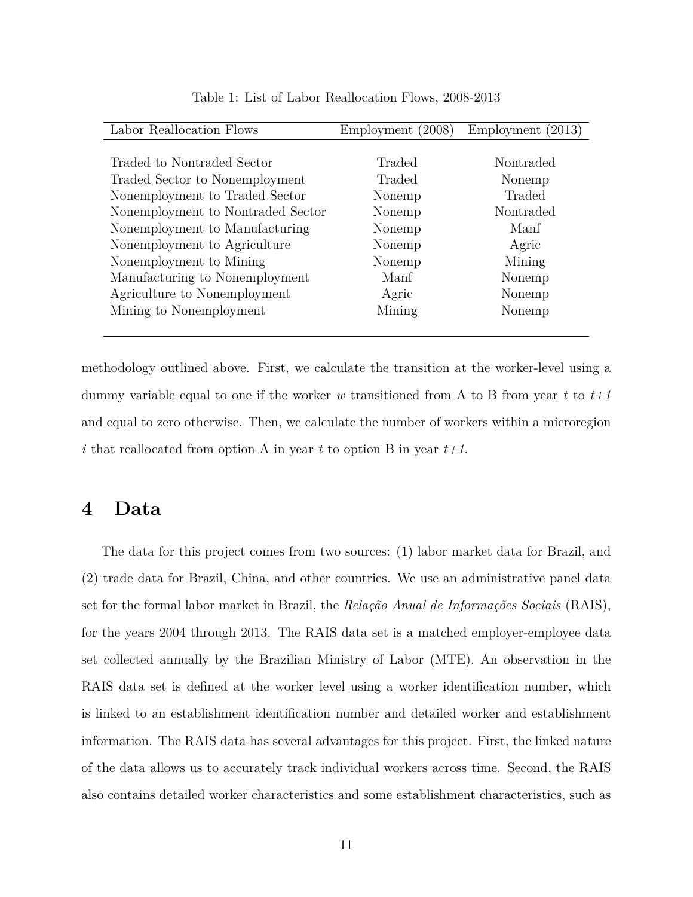Table 1: List of Labor Reallocation Flows, 2008-2013

| Labor Reallocation Flows | Employment (2008) | Employment (2013) |
|---|---|---|
| Traded to Nontraded Sector | Traded | Nontraded |
| Traded Sector to Nonemployment | Traded | Nonemp |
| Nonemployment to Traded Sector | Nonemp | Traded |
| Nonemployment to Nontraded Sector | Nonemp | Nontraded |
| Nonemployment to Manufacturing | Nonemp | Manf |
| Nonemployment to Agriculture | Nonemp | Agric |
| Nonemployment to Mining | Nonemp | Mining |
| Manufacturing to Nonemployment | Manf | Nonemp |
| Agriculture to Nonemployment | Agric | Nonemp |
| Mining to Nonemployment | Mining | Nonemp |

methodology outlined above. First, we calculate the transition at the worker-level using a dummy variable equal to one if the worker $w$ transitioned from A to B from year $t$ to $t+1$ and equal to zero otherwise. Then, we calculate the number of workers within a microregion $i$ that reallocated from option A in year $t$ to option B in year $t+1$.

# 4 Data

The data for this project comes from two sources: (1) labor market data for Brazil, and (2) trade data for Brazil, China, and other countries. We use an administrative panel data set for the formal labor market in Brazil, the *Relação Anual de Informações Sociais* (RAIS), for the years 2004 through 2013. The RAIS data set is a matched employer-employee data set collected annually by the Brazilian Ministry of Labor (MTE). An observation in the RAIS data set is defined at the worker level using a worker identification number, which is linked to an establishment identification number and detailed worker and establishment information. The RAIS data has several advantages for this project. First, the linked nature of the data allows us to accurately track individual workers across time. Second, the RAIS also contains detailed worker characteristics and some establishment characteristics, such as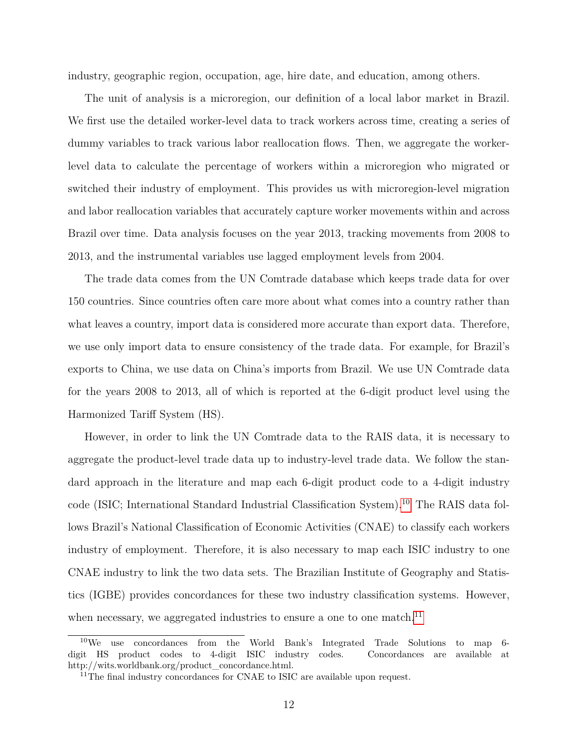industry, geographic region, occupation, age, hire date, and education, among others.

The unit of analysis is a microregion, our definition of a local labor market in Brazil. We first use the detailed worker-level data to track workers across time, creating a series of dummy variables to track various labor reallocation flows. Then, we aggregate the worker-level data to calculate the percentage of workers within a microregion who migrated or switched their industry of employment. This provides us with microregion-level migration and labor reallocation variables that accurately capture worker movements within and across Brazil over time. Data analysis focuses on the year 2013, tracking movements from 2008 to 2013, and the instrumental variables use lagged employment levels from 2004.

The trade data comes from the UN Comtrade database which keeps trade data for over 150 countries. Since countries often care more about what comes into a country rather than what leaves a country, import data is considered more accurate than export data. Therefore, we use only import data to ensure consistency of the trade data. For example, for Brazil's exports to China, we use data on China's imports from Brazil. We use UN Comtrade data for the years 2008 to 2013, all of which is reported at the 6-digit product level using the Harmonized Tariff System (HS).

However, in order to link the UN Comtrade data to the RAIS data, it is necessary to aggregate the product-level trade data up to industry-level trade data. We follow the standard approach in the literature and map each 6-digit product code to a 4-digit industry code (ISIC; International Standard Industrial Classification System).[10] The RAIS data follows Brazil's National Classification of Economic Activities (CNAE) to classify each workers industry of employment. Therefore, it is also necessary to map each ISIC industry to one CNAE industry to link the two data sets. The Brazilian Institute of Geography and Statistics (IGBE) provides concordances for these two industry classification systems. However, when necessary, we aggregated industries to ensure a one to one match.[11]

[10] We use concordances from the World Bank's Integrated Trade Solutions to map 6-digit HS product codes to 4-digit ISIC industry codes. Concordances are available at http://wits.worldbank.org/product_concordance.html.

[11] The final industry concordances for CNAE to ISIC are available upon request.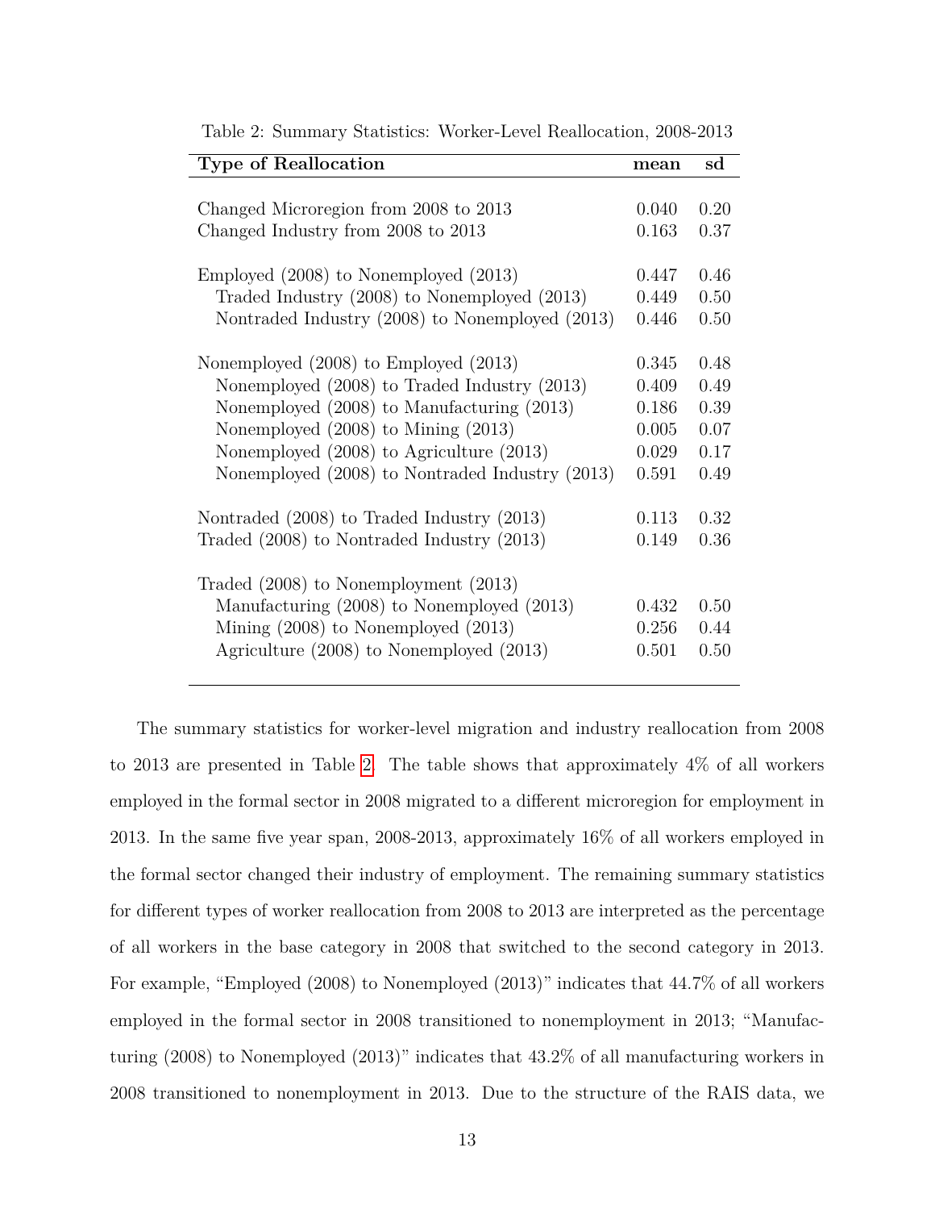Table 2: Summary Statistics: Worker-Level Reallocation, 2008-2013

| **Type of Reallocation** | **mean** | **sd** |
|---|---|---|
| Changed Microregion from 2008 to 2013 | 0.040 | 0.20 |
| Changed Industry from 2008 to 2013 | 0.163 | 0.37 |
| Employed (2008) to Nonemployed (2013) | 0.447 | 0.46 |
|   Traded Industry (2008) to Nonemployed (2013) | 0.449 | 0.50 |
|   Nontraded Industry (2008) to Nonemployed (2013) | 0.446 | 0.50 |
| Nonemployed (2008) to Employed (2013) | 0.345 | 0.48 |
|   Nonemployed (2008) to Traded Industry (2013) | 0.409 | 0.49 |
|   Nonemployed (2008) to Manufacturing (2013) | 0.186 | 0.39 |
|   Nonemployed (2008) to Mining (2013) | 0.005 | 0.07 |
|   Nonemployed (2008) to Agriculture (2013) | 0.029 | 0.17 |
|   Nonemployed (2008) to Nontraded Industry (2013) | 0.591 | 0.49 |
| Nontraded (2008) to Traded Industry (2013) | 0.113 | 0.32 |
| Traded (2008) to Nontraded Industry (2013) | 0.149 | 0.36 |
| Traded (2008) to Nonemployment (2013) | | |
|   Manufacturing (2008) to Nonemployed (2013) | 0.432 | 0.50 |
|   Mining (2008) to Nonemployed (2013) | 0.256 | 0.44 |
|   Agriculture (2008) to Nonemployed (2013) | 0.501 | 0.50 |

The summary statistics for worker-level migration and industry reallocation from 2008 to 2013 are presented in Table 2. The table shows that approximately 4% of all workers employed in the formal sector in 2008 migrated to a different microregion for employment in 2013. In the same five year span, 2008-2013, approximately 16% of all workers employed in the formal sector changed their industry of employment. The remaining summary statistics for different types of worker reallocation from 2008 to 2013 are interpreted as the percentage of all workers in the base category in 2008 that switched to the second category in 2013. For example, "Employed (2008) to Nonemployed (2013)" indicates that 44.7% of all workers employed in the formal sector in 2008 transitioned to nonemployment in 2013; "Manufacturing (2008) to Nonemployed (2013)" indicates that 43.2% of all manufacturing workers in 2008 transitioned to nonemployment in 2013. Due to the structure of the RAIS data, we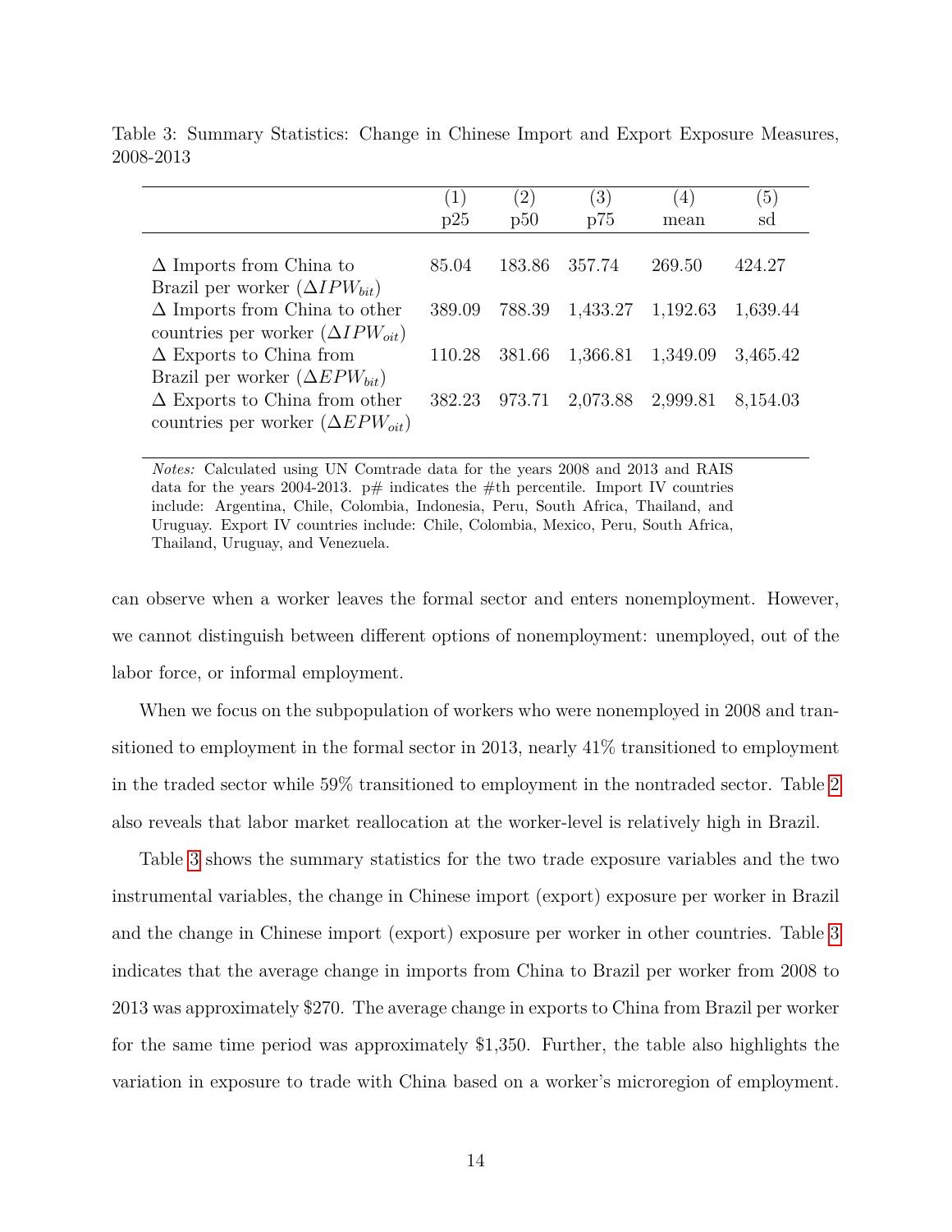Table 3: Summary Statistics: Change in Chinese Import and Export Exposure Measures, 2008-2013

| | (1) p25 | (2) p50 | (3) p75 | (4) mean | (5) sd |
|---|---|---|---|---|---|
| Δ Imports from China to Brazil per worker ($\Delta IPW_{bit}$) | 85.04 | 183.86 | 357.74 | 269.50 | 424.27 |
| Δ Imports from China to other countries per worker ($\Delta IPW_{oit}$) | 389.09 | 788.39 | 1,433.27 | 1,192.63 | 1,639.44 |
| Δ Exports to China from Brazil per worker ($\Delta EPW_{bit}$) | 110.28 | 381.66 | 1,366.81 | 1,349.09 | 3,465.42 |
| Δ Exports to China from other countries per worker ($\Delta EPW_{oit}$) | 382.23 | 973.71 | 2,073.88 | 2,999.81 | 8,154.03 |

*Notes:* Calculated using UN Comtrade data for the years 2008 and 2013 and RAIS data for the years 2004-2013. p# indicates the #th percentile. Import IV countries include: Argentina, Chile, Colombia, Indonesia, Peru, South Africa, Thailand, and Uruguay. Export IV countries include: Chile, Colombia, Mexico, Peru, South Africa, Thailand, Uruguay, and Venezuela.

can observe when a worker leaves the formal sector and enters nonemployment. However, we cannot distinguish between different options of nonemployment: unemployed, out of the labor force, or informal employment.

When we focus on the subpopulation of workers who were nonemployed in 2008 and transitioned to employment in the formal sector in 2013, nearly 41% transitioned to employment in the traded sector while 59% transitioned to employment in the nontraded sector. Table 2 also reveals that labor market reallocation at the worker-level is relatively high in Brazil.

Table 3 shows the summary statistics for the two trade exposure variables and the two instrumental variables, the change in Chinese import (export) exposure per worker in Brazil and the change in Chinese import (export) exposure per worker in other countries. Table 3 indicates that the average change in imports from China to Brazil per worker from 2008 to 2013 was approximately \$270. The average change in exports to China from Brazil per worker for the same time period was approximately \$1,350. Further, the table also highlights the variation in exposure to trade with China based on a worker's microregion of employment.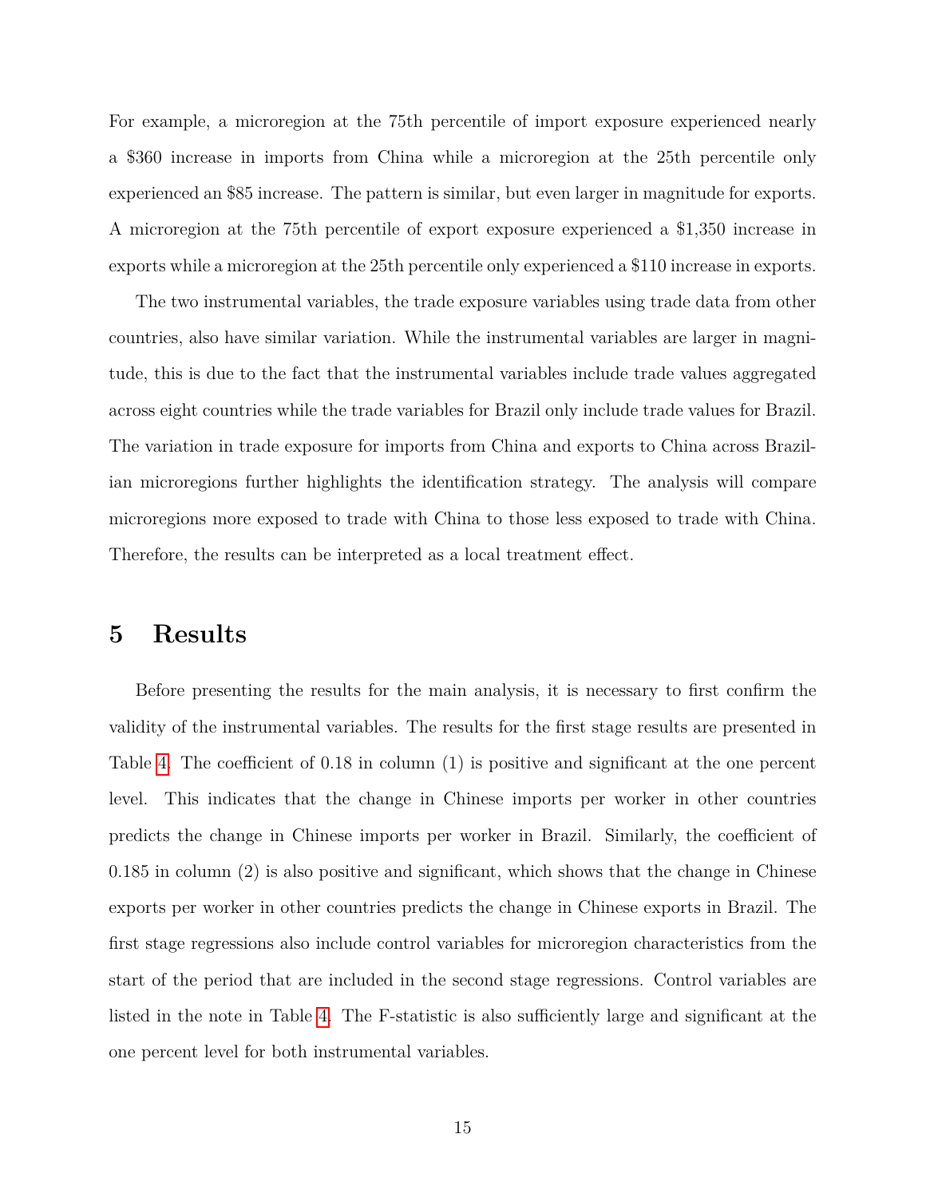For example, a microregion at the 75th percentile of import exposure experienced nearly a $360 increase in imports from China while a microregion at the 25th percentile only experienced an $85 increase. The pattern is similar, but even larger in magnitude for exports. A microregion at the 75th percentile of export exposure experienced a $1,350 increase in exports while a microregion at the 25th percentile only experienced a $110 increase in exports.

The two instrumental variables, the trade exposure variables using trade data from other countries, also have similar variation. While the instrumental variables are larger in magnitude, this is due to the fact that the instrumental variables include trade values aggregated across eight countries while the trade variables for Brazil only include trade values for Brazil. The variation in trade exposure for imports from China and exports to China across Brazilian microregions further highlights the identification strategy. The analysis will compare microregions more exposed to trade with China to those less exposed to trade with China. Therefore, the results can be interpreted as a local treatment effect.

# 5 Results

Before presenting the results for the main analysis, it is necessary to first confirm the validity of the instrumental variables. The results for the first stage results are presented in Table 4. The coefficient of 0.18 in column (1) is positive and significant at the one percent level. This indicates that the change in Chinese imports per worker in other countries predicts the change in Chinese imports per worker in Brazil. Similarly, the coefficient of 0.185 in column (2) is also positive and significant, which shows that the change in Chinese exports per worker in other countries predicts the change in Chinese exports in Brazil. The first stage regressions also include control variables for microregion characteristics from the start of the period that are included in the second stage regressions. Control variables are listed in the note in Table 4. The F-statistic is also sufficiently large and significant at the one percent level for both instrumental variables.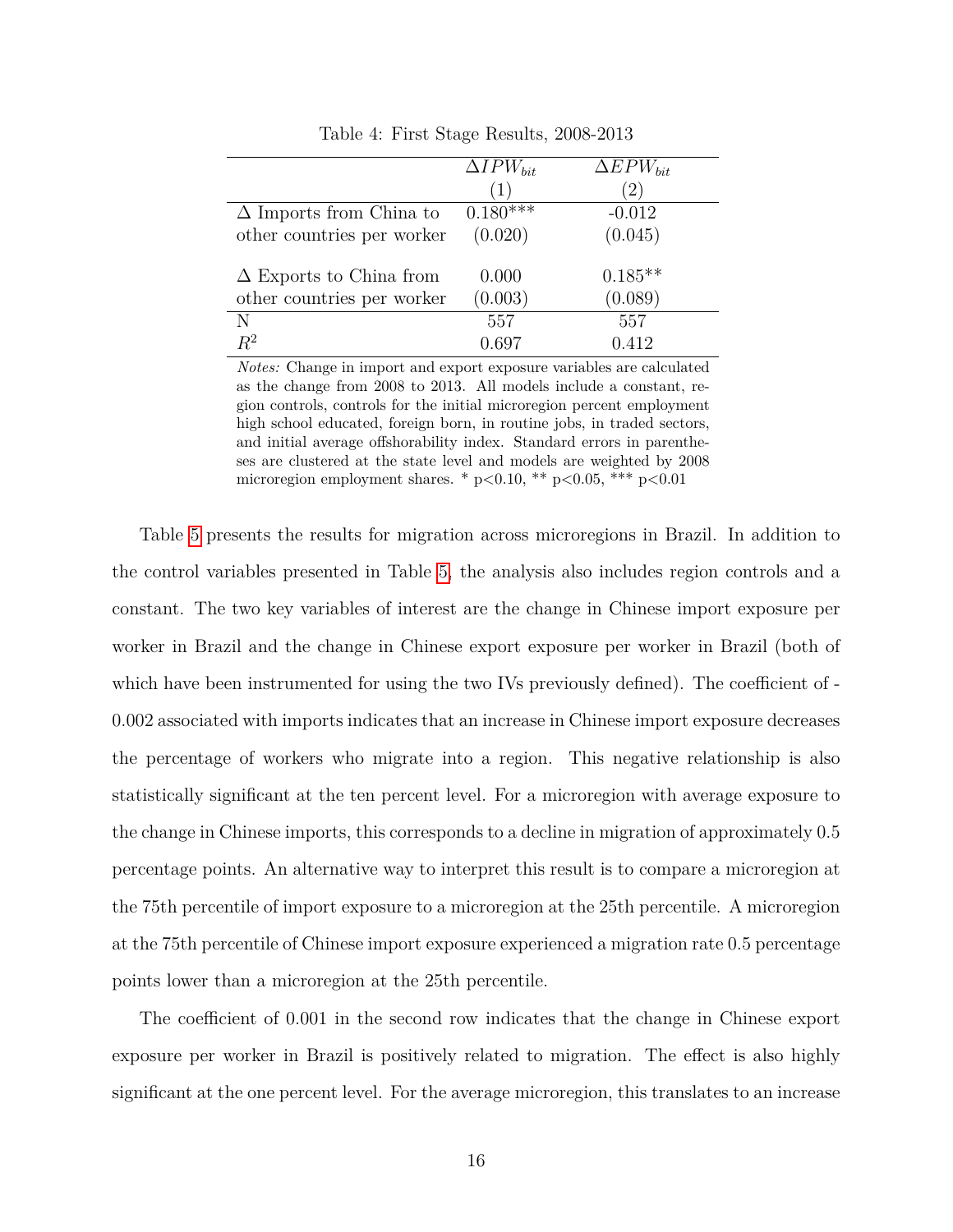Table 4: First Stage Results, 2008-2013

| | $\Delta IPW_{bit}$ | $\Delta EPW_{bit}$ |
|---|---|---|
| | (1) | (2) |
| $\Delta$ Imports from China to other countries per worker | 0.180*** | -0.012 |
| | (0.020) | (0.045) |
| $\Delta$ Exports to China from other countries per worker | 0.000 | 0.185** |
| | (0.003) | (0.089) |
| N | 557 | 557 |
| $R^2$ | 0.697 | 0.412 |

*Notes:* Change in import and export exposure variables are calculated as the change from 2008 to 2013. All models include a constant, region controls, controls for the initial microregion percent employment high school educated, foreign born, in routine jobs, in traded sectors, and initial average offshorability index. Standard errors in parentheses are clustered at the state level and models are weighted by 2008 microregion employment shares. * p<0.10, ** p<0.05, *** p<0.01

Table 5 presents the results for migration across microregions in Brazil. In addition to the control variables presented in Table 5, the analysis also includes region controls and a constant. The two key variables of interest are the change in Chinese import exposure per worker in Brazil and the change in Chinese export exposure per worker in Brazil (both of which have been instrumented for using the two IVs previously defined). The coefficient of -0.002 associated with imports indicates that an increase in Chinese import exposure decreases the percentage of workers who migrate into a region. This negative relationship is also statistically significant at the ten percent level. For a microregion with average exposure to the change in Chinese imports, this corresponds to a decline in migration of approximately 0.5 percentage points. An alternative way to interpret this result is to compare a microregion at the 75th percentile of import exposure to a microregion at the 25th percentile. A microregion at the 75th percentile of Chinese import exposure experienced a migration rate 0.5 percentage points lower than a microregion at the 25th percentile.

The coefficient of 0.001 in the second row indicates that the change in Chinese export exposure per worker in Brazil is positively related to migration. The effect is also highly significant at the one percent level. For the average microregion, this translates to an increase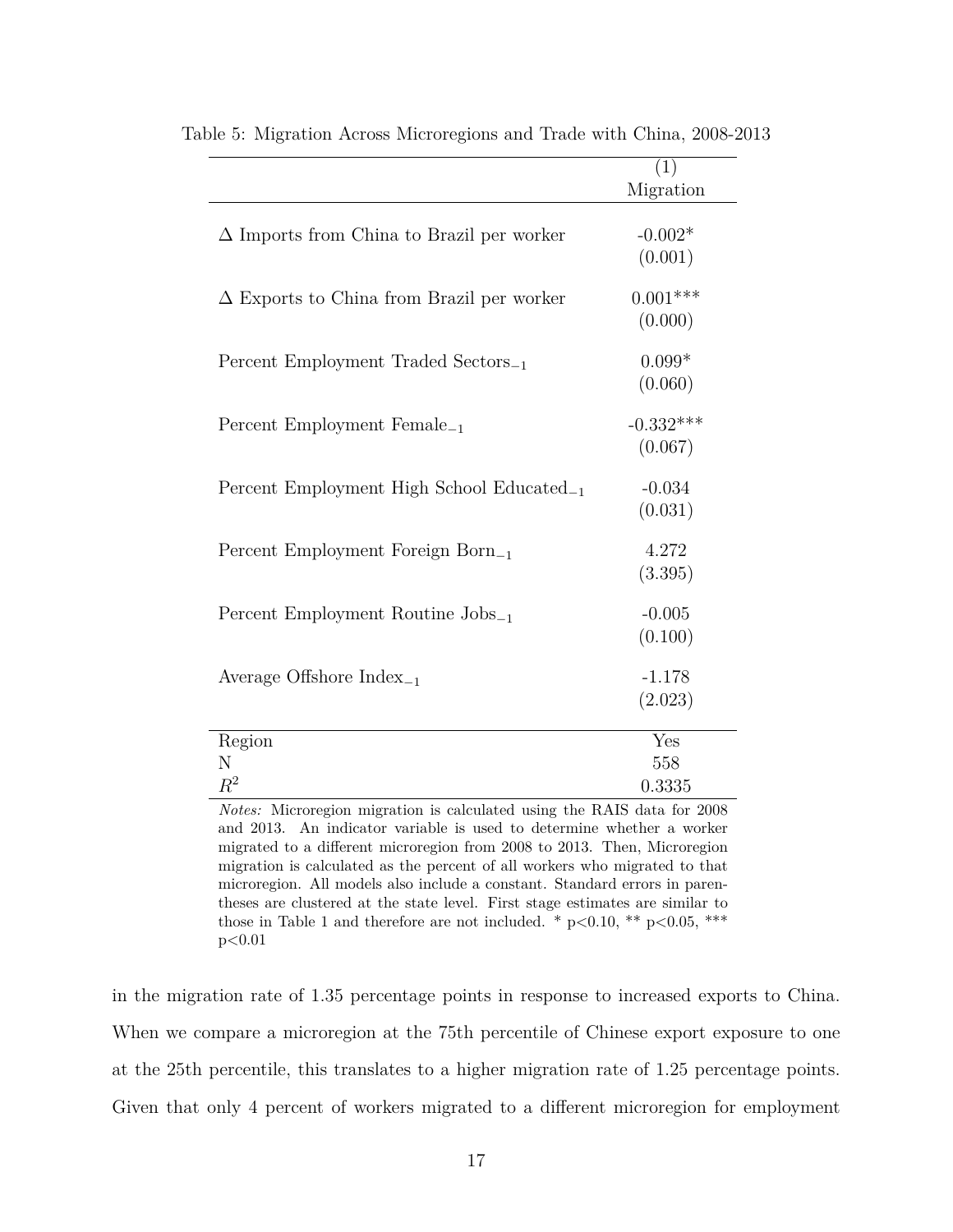Table 5: Migration Across Microregions and Trade with China, 2008-2013

| | (1) Migration |
|---|---|
| $\Delta$ Imports from China to Brazil per worker | -0.002* |
| | (0.001) |
| $\Delta$ Exports to China from Brazil per worker | 0.001*** |
| | (0.000) |
| Percent Employment Traded Sectors$_{-1}$ | 0.099* |
| | (0.060) |
| Percent Employment Female$_{-1}$ | -0.332*** |
| | (0.067) |
| Percent Employment High School Educated$_{-1}$ | -0.034 |
| | (0.031) |
| Percent Employment Foreign Born$_{-1}$ | 4.272 |
| | (3.395) |
| Percent Employment Routine Jobs$_{-1}$ | -0.005 |
| | (0.100) |
| Average Offshore Index$_{-1}$ | -1.178 |
| | (2.023) |
| Region | Yes |
| N | 558 |
| $R^2$ | 0.3335 |

*Notes:* Microregion migration is calculated using the RAIS data for 2008 and 2013. An indicator variable is used to determine whether a worker migrated to a different microregion from 2008 to 2013. Then, Microregion migration is calculated as the percent of all workers who migrated to that microregion. All models also include a constant. Standard errors in parentheses are clustered at the state level. First stage estimates are similar to those in Table 1 and therefore are not included. * p<0.10, ** p<0.05, *** p<0.01

in the migration rate of 1.35 percentage points in response to increased exports to China. When we compare a microregion at the 75th percentile of Chinese export exposure to one at the 25th percentile, this translates to a higher migration rate of 1.25 percentage points. Given that only 4 percent of workers migrated to a different microregion for employment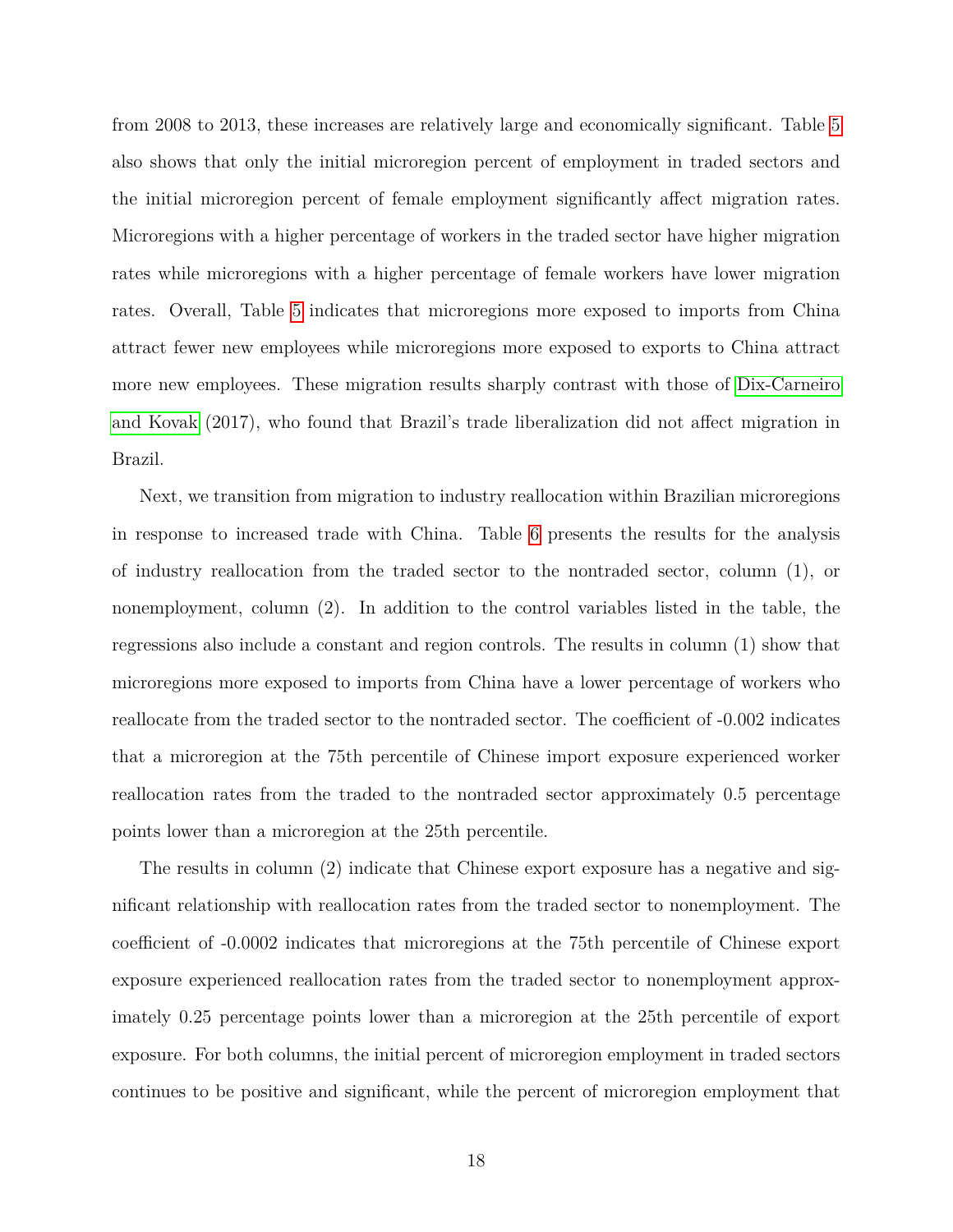from 2008 to 2013, these increases are relatively large and economically significant. Table 5 also shows that only the initial microregion percent of employment in traded sectors and the initial microregion percent of female employment significantly affect migration rates. Microregions with a higher percentage of workers in the traded sector have higher migration rates while microregions with a higher percentage of female workers have lower migration rates. Overall, Table 5 indicates that microregions more exposed to imports from China attract fewer new employees while microregions more exposed to exports to China attract more new employees. These migration results sharply contrast with those of Dix-Carneiro and Kovak (2017), who found that Brazil's trade liberalization did not affect migration in Brazil.

Next, we transition from migration to industry reallocation within Brazilian microregions in response to increased trade with China. Table 6 presents the results for the analysis of industry reallocation from the traded sector to the nontraded sector, column (1), or nonemployment, column (2). In addition to the control variables listed in the table, the regressions also include a constant and region controls. The results in column (1) show that microregions more exposed to imports from China have a lower percentage of workers who reallocate from the traded sector to the nontraded sector. The coefficient of -0.002 indicates that a microregion at the 75th percentile of Chinese import exposure experienced worker reallocation rates from the traded to the nontraded sector approximately 0.5 percentage points lower than a microregion at the 25th percentile.

The results in column (2) indicate that Chinese export exposure has a negative and significant relationship with reallocation rates from the traded sector to nonemployment. The coefficient of -0.0002 indicates that microregions at the 75th percentile of Chinese export exposure experienced reallocation rates from the traded sector to nonemployment approximately 0.25 percentage points lower than a microregion at the 25th percentile of export exposure. For both columns, the initial percent of microregion employment in traded sectors continues to be positive and significant, while the percent of microregion employment that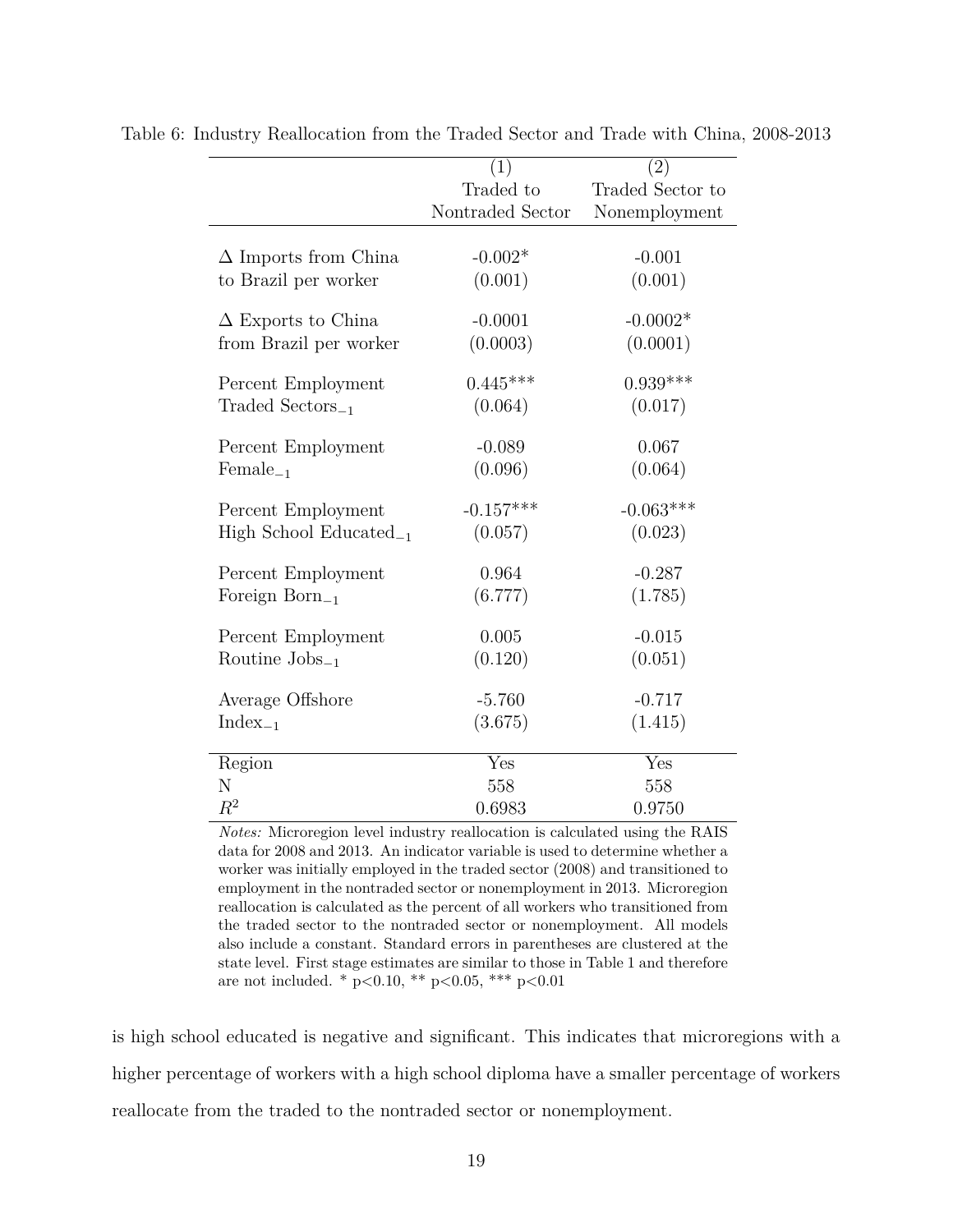Table 6: Industry Reallocation from the Traded Sector and Trade with China, 2008-2013

| | (1) Traded to Nontraded Sector | (2) Traded Sector to Nonemployment |
|---|---|---|
| Δ Imports from China to Brazil per worker | -0.002* | -0.001 |
| | (0.001) | (0.001) |
| Δ Exports to China from Brazil per worker | -0.0001 | -0.0002* |
| | (0.0003) | (0.0001) |
| Percent Employment Traded Sectors$_{-1}$ | 0.445*** | 0.939*** |
| | (0.064) | (0.017) |
| Percent Employment Female$_{-1}$ | -0.089 | 0.067 |
| | (0.096) | (0.064) |
| Percent Employment High School Educated$_{-1}$ | -0.157*** | -0.063*** |
| | (0.057) | (0.023) |
| Percent Employment Foreign Born$_{-1}$ | 0.964 | -0.287 |
| | (6.777) | (1.785) |
| Percent Employment Routine Jobs$_{-1}$ | 0.005 | -0.015 |
| | (0.120) | (0.051) |
| Average Offshore Index$_{-1}$ | -5.760 | -0.717 |
| | (3.675) | (1.415) |
| Region | Yes | Yes |
| N | 558 | 558 |
| $R^2$ | 0.6983 | 0.9750 |

*Notes:* Microregion level industry reallocation is calculated using the RAIS data for 2008 and 2013. An indicator variable is used to determine whether a worker was initially employed in the traded sector (2008) and transitioned to employment in the nontraded sector or nonemployment in 2013. Microregion reallocation is calculated as the percent of all workers who transitioned from the traded sector to the nontraded sector or nonemployment. All models also include a constant. Standard errors in parentheses are clustered at the state level. First stage estimates are similar to those in Table 1 and therefore are not included. * p<0.10, ** p<0.05, *** p<0.01

is high school educated is negative and significant. This indicates that microregions with a higher percentage of workers with a high school diploma have a smaller percentage of workers reallocate from the traded to the nontraded sector or nonemployment.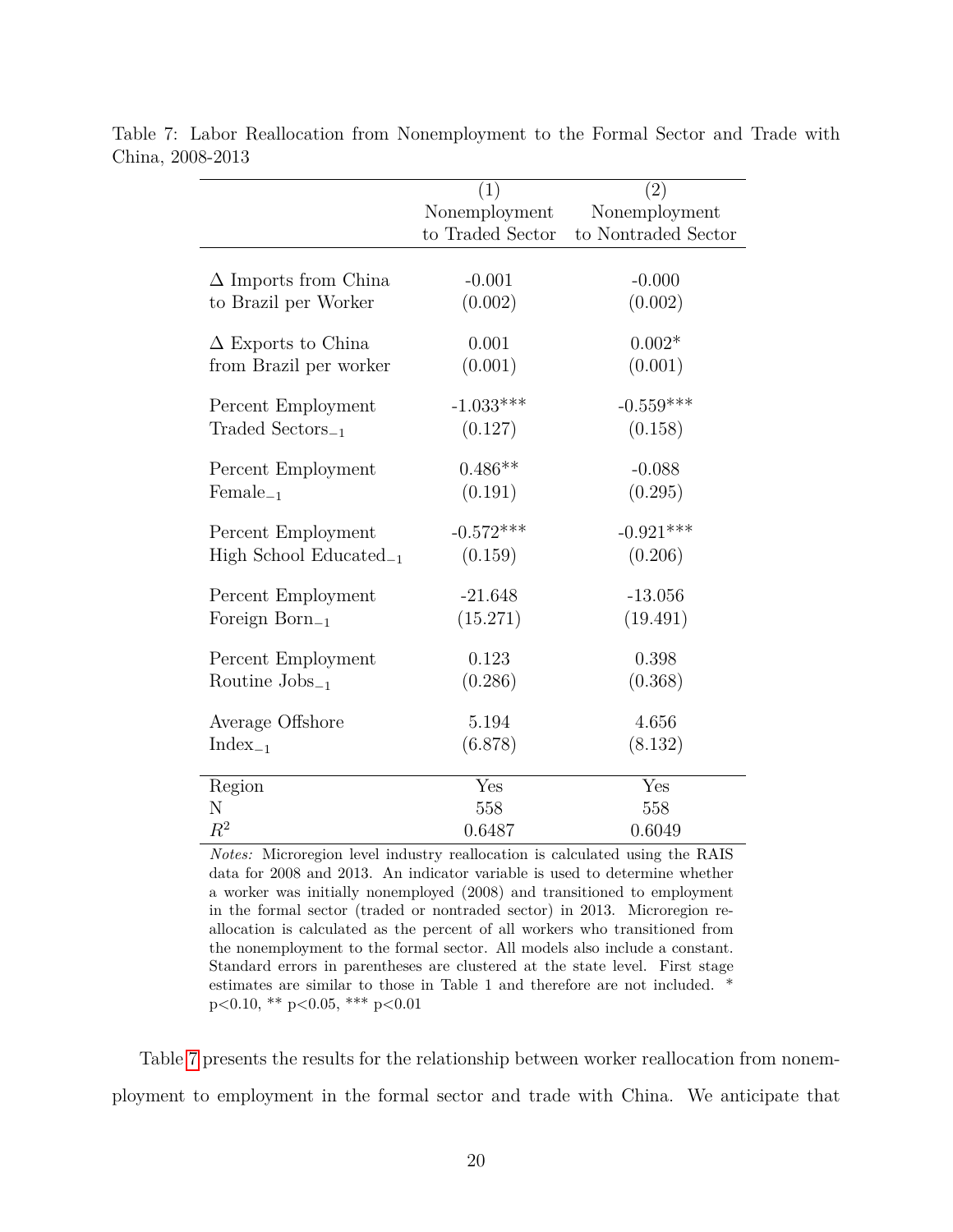Table 7: Labor Reallocation from Nonemployment to the Formal Sector and Trade with China, 2008-2013

| | (1) Nonemployment to Traded Sector | (2) Nonemployment to Nontraded Sector |
|---|---|---|
| Δ Imports from China to Brazil per Worker | -0.001 | -0.000 |
| | (0.002) | (0.002) |
| Δ Exports to China from Brazil per worker | 0.001 | 0.002* |
| | (0.001) | (0.001) |
| Percent Employment Traded Sectors$_{-1}$ | -1.033*** | -0.559*** |
| | (0.127) | (0.158) |
| Percent Employment Female$_{-1}$ | 0.486** | -0.088 |
| | (0.191) | (0.295) |
| Percent Employment High School Educated$_{-1}$ | -0.572*** | -0.921*** |
| | (0.159) | (0.206) |
| Percent Employment Foreign Born$_{-1}$ | -21.648 | -13.056 |
| | (15.271) | (19.491) |
| Percent Employment Routine Jobs$_{-1}$ | 0.123 | 0.398 |
| | (0.286) | (0.368) |
| Average Offshore Index$_{-1}$ | 5.194 | 4.656 |
| | (6.878) | (8.132) |
| Region | Yes | Yes |
| N | 558 | 558 |
| $R^2$ | 0.6487 | 0.6049 |

*Notes:* Microregion level industry reallocation is calculated using the RAIS data for 2008 and 2013. An indicator variable is used to determine whether a worker was initially nonemployed (2008) and transitioned to employment in the formal sector (traded or nontraded sector) in 2013. Microregion reallocation is calculated as the percent of all workers who transitioned from the nonemployment to the formal sector. All models also include a constant. Standard errors in parentheses are clustered at the state level. First stage estimates are similar to those in Table 1 and therefore are not included. * p<0.10, ** p<0.05, *** p<0.01

Table 7 presents the results for the relationship between worker reallocation from nonemployment to employment in the formal sector and trade with China. We anticipate that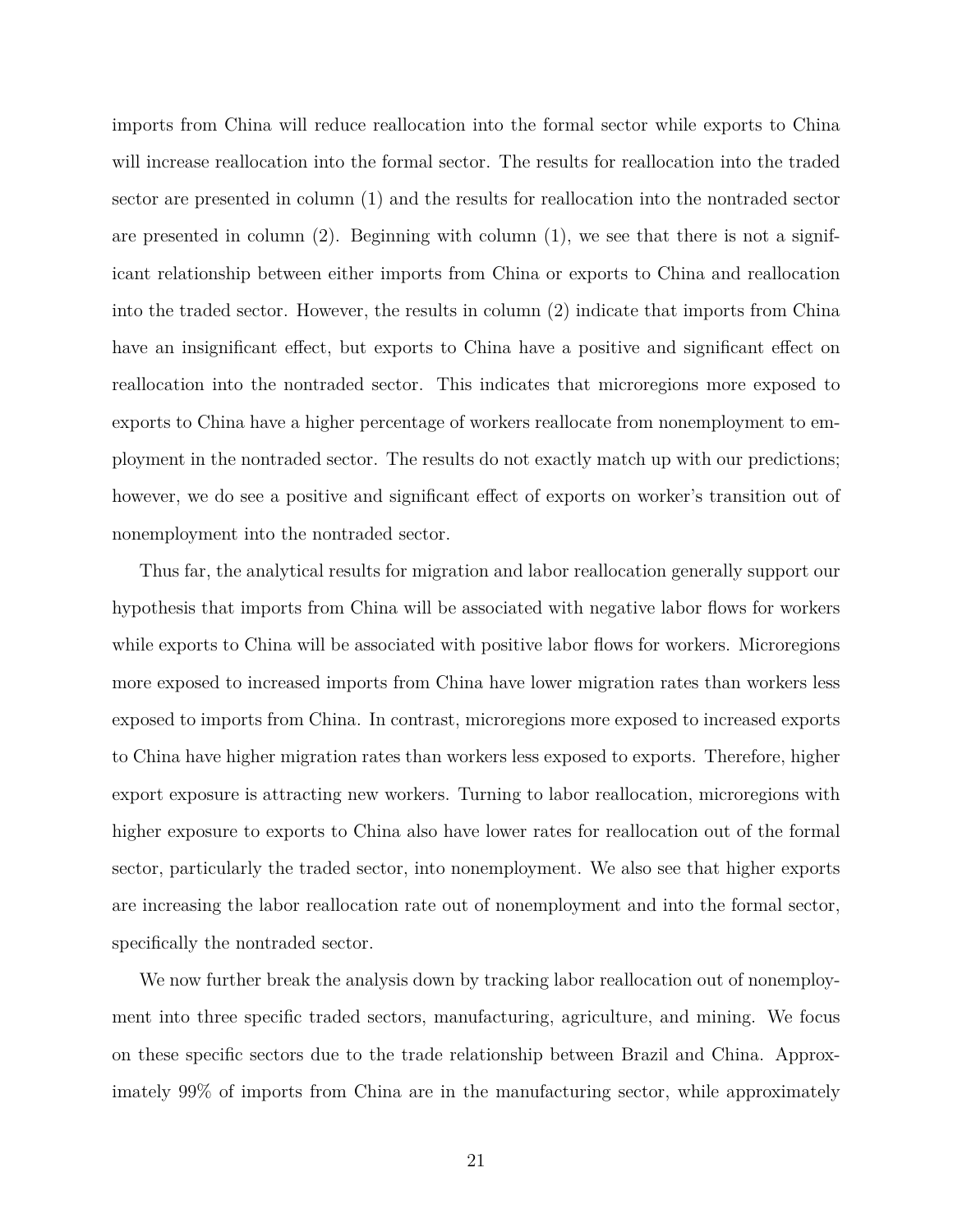imports from China will reduce reallocation into the formal sector while exports to China will increase reallocation into the formal sector. The results for reallocation into the traded sector are presented in column (1) and the results for reallocation into the nontraded sector are presented in column (2). Beginning with column (1), we see that there is not a significant relationship between either imports from China or exports to China and reallocation into the traded sector. However, the results in column (2) indicate that imports from China have an insignificant effect, but exports to China have a positive and significant effect on reallocation into the nontraded sector. This indicates that microregions more exposed to exports to China have a higher percentage of workers reallocate from nonemployment to employment in the nontraded sector. The results do not exactly match up with our predictions; however, we do see a positive and significant effect of exports on worker's transition out of nonemployment into the nontraded sector.

Thus far, the analytical results for migration and labor reallocation generally support our hypothesis that imports from China will be associated with negative labor flows for workers while exports to China will be associated with positive labor flows for workers. Microregions more exposed to increased imports from China have lower migration rates than workers less exposed to imports from China. In contrast, microregions more exposed to increased exports to China have higher migration rates than workers less exposed to exports. Therefore, higher export exposure is attracting new workers. Turning to labor reallocation, microregions with higher exposure to exports to China also have lower rates for reallocation out of the formal sector, particularly the traded sector, into nonemployment. We also see that higher exports are increasing the labor reallocation rate out of nonemployment and into the formal sector, specifically the nontraded sector.

We now further break the analysis down by tracking labor reallocation out of nonemployment into three specific traded sectors, manufacturing, agriculture, and mining. We focus on these specific sectors due to the trade relationship between Brazil and China. Approximately 99% of imports from China are in the manufacturing sector, while approximately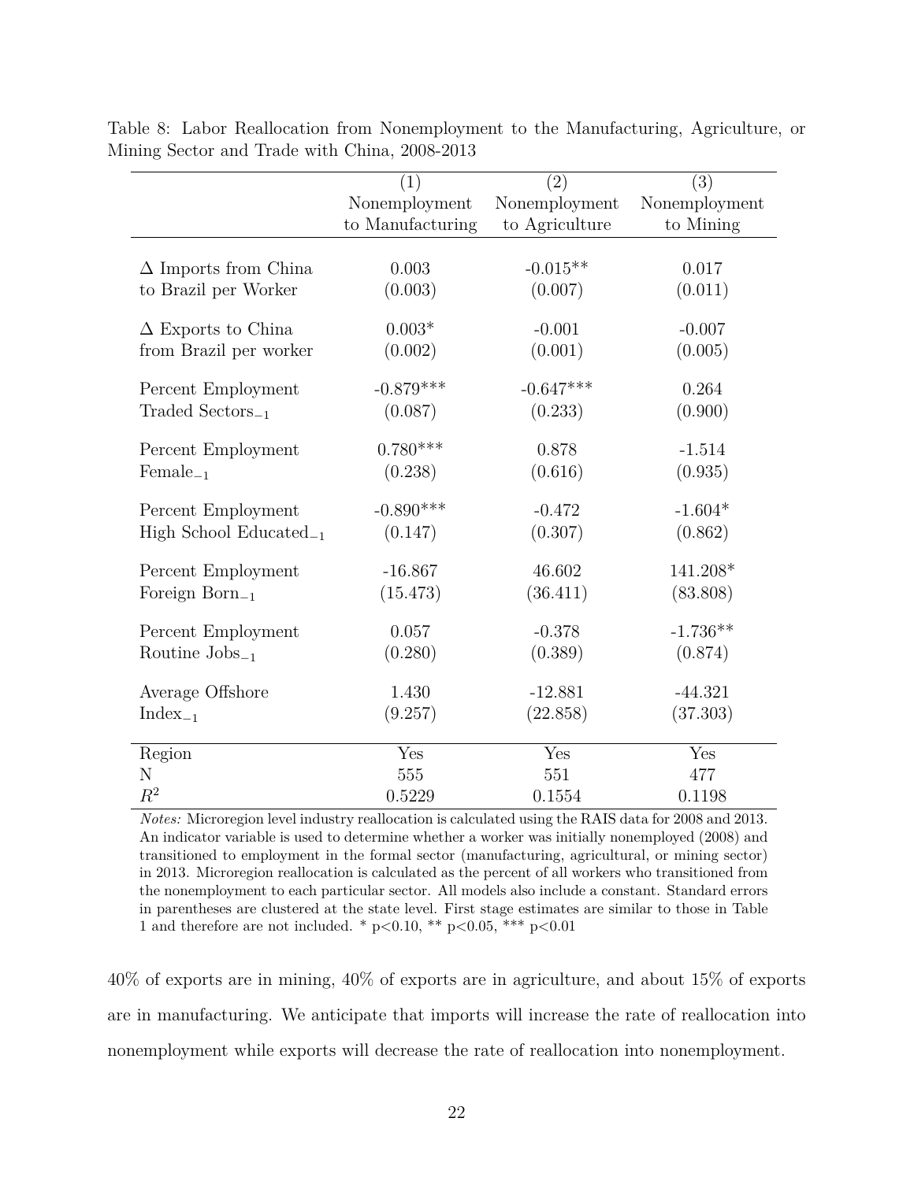Table 8: Labor Reallocation from Nonemployment to the Manufacturing, Agriculture, or Mining Sector and Trade with China, 2008-2013

| | (1) Nonemployment to Manufacturing | (2) Nonemployment to Agriculture | (3) Nonemployment to Mining |
|---|---|---|---|
| $\Delta$ Imports from China to Brazil per Worker | 0.003 | -0.015** | 0.017 |
| | (0.003) | (0.007) | (0.011) |
| $\Delta$ Exports to China from Brazil per worker | 0.003* | -0.001 | -0.007 |
| | (0.002) | (0.001) | (0.005) |
| Percent Employment Traded Sectors$_{-1}$ | -0.879*** | -0.647*** | 0.264 |
| | (0.087) | (0.233) | (0.900) |
| Percent Employment Female$_{-1}$ | 0.780*** | 0.878 | -1.514 |
| | (0.238) | (0.616) | (0.935) |
| Percent Employment High School Educated$_{-1}$ | -0.890*** | -0.472 | -1.604* |
| | (0.147) | (0.307) | (0.862) |
| Percent Employment Foreign Born$_{-1}$ | -16.867 | 46.602 | 141.208* |
| | (15.473) | (36.411) | (83.808) |
| Percent Employment Routine Jobs$_{-1}$ | 0.057 | -0.378 | -1.736** |
| | (0.280) | (0.389) | (0.874) |
| Average Offshore Index$_{-1}$ | 1.430 | -12.881 | -44.321 |
| | (9.257) | (22.858) | (37.303) |
| Region | Yes | Yes | Yes |
| N | 555 | 551 | 477 |
| $R^2$ | 0.5229 | 0.1554 | 0.1198 |

*Notes:* Microregion level industry reallocation is calculated using the RAIS data for 2008 and 2013. An indicator variable is used to determine whether a worker was initially nonemployed (2008) and transitioned to employment in the formal sector (manufacturing, agricultural, or mining sector) in 2013. Microregion reallocation is calculated as the percent of all workers who transitioned from the nonemployment to each particular sector. All models also include a constant. Standard errors in parentheses are clustered at the state level. First stage estimates are similar to those in Table 1 and therefore are not included. * p<0.10, ** p<0.05, *** p<0.01

40% of exports are in mining, 40% of exports are in agriculture, and about 15% of exports are in manufacturing. We anticipate that imports will increase the rate of reallocation into nonemployment while exports will decrease the rate of reallocation into nonemployment.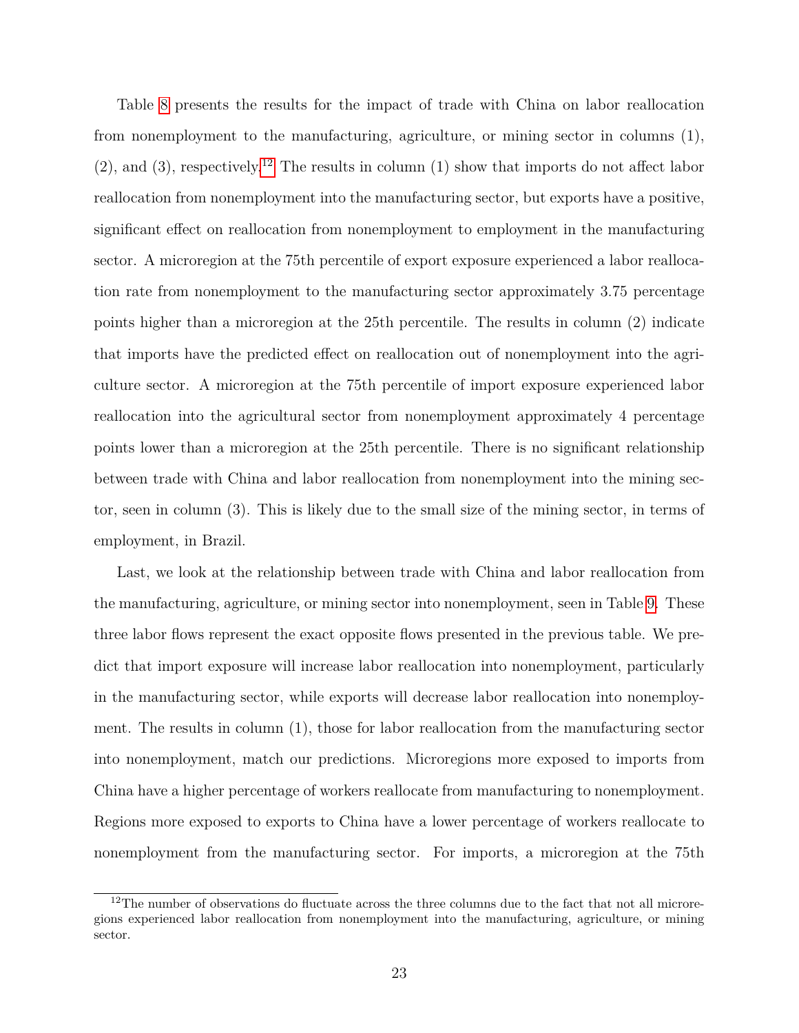Table 8 presents the results for the impact of trade with China on labor reallocation from nonemployment to the manufacturing, agriculture, or mining sector in columns (1), (2), and (3), respectively.[12] The results in column (1) show that imports do not affect labor reallocation from nonemployment into the manufacturing sector, but exports have a positive, significant effect on reallocation from nonemployment to employment in the manufacturing sector. A microregion at the 75th percentile of export exposure experienced a labor reallocation rate from nonemployment to the manufacturing sector approximately 3.75 percentage points higher than a microregion at the 25th percentile. The results in column (2) indicate that imports have the predicted effect on reallocation out of nonemployment into the agriculture sector. A microregion at the 75th percentile of import exposure experienced labor reallocation into the agricultural sector from nonemployment approximately 4 percentage points lower than a microregion at the 25th percentile. There is no significant relationship between trade with China and labor reallocation from nonemployment into the mining sector, seen in column (3). This is likely due to the small size of the mining sector, in terms of employment, in Brazil.

Last, we look at the relationship between trade with China and labor reallocation from the manufacturing, agriculture, or mining sector into nonemployment, seen in Table 9. These three labor flows represent the exact opposite flows presented in the previous table. We predict that import exposure will increase labor reallocation into nonemployment, particularly in the manufacturing sector, while exports will decrease labor reallocation into nonemployment. The results in column (1), those for labor reallocation from the manufacturing sector into nonemployment, match our predictions. Microregions more exposed to imports from China have a higher percentage of workers reallocate from manufacturing to nonemployment. Regions more exposed to exports to China have a lower percentage of workers reallocate to nonemployment from the manufacturing sector. For imports, a microregion at the 75th

[12] The number of observations do fluctuate across the three columns due to the fact that not all microregions experienced labor reallocation from nonemployment into the manufacturing, agriculture, or mining sector.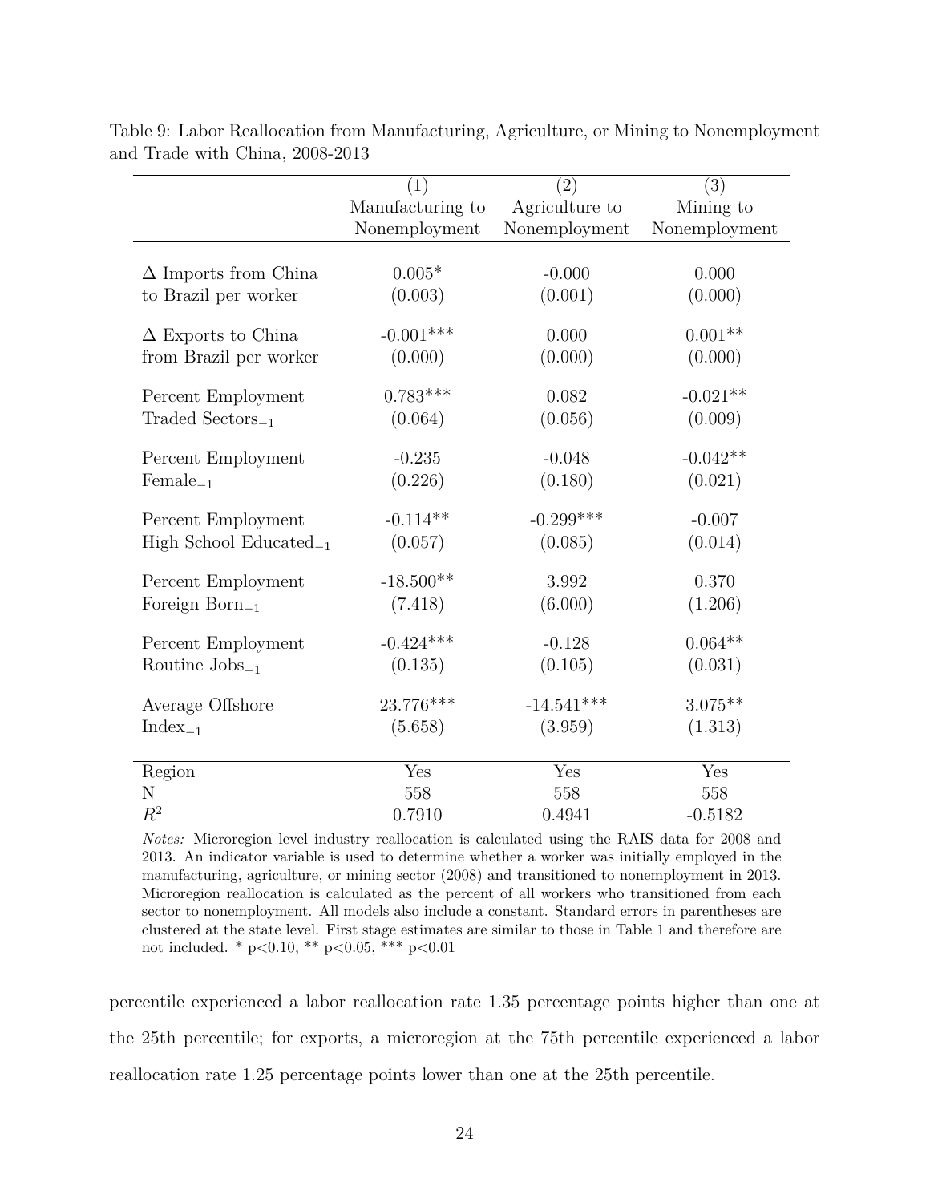Table 9: Labor Reallocation from Manufacturing, Agriculture, or Mining to Nonemployment and Trade with China, 2008-2013

| | (1) Manufacturing to Nonemployment | (2) Agriculture to Nonemployment | (3) Mining to Nonemployment |
|---|---|---|---|
| $\Delta$ Imports from China to Brazil per worker | 0.005* | -0.000 | 0.000 |
| | (0.003) | (0.001) | (0.000) |
| $\Delta$ Exports to China from Brazil per worker | -0.001*** | 0.000 | 0.001** |
| | (0.000) | (0.000) | (0.000) |
| Percent Employment Traded Sectors$_{-1}$ | 0.783*** | 0.082 | -0.021** |
| | (0.064) | (0.056) | (0.009) |
| Percent Employment Female$_{-1}$ | -0.235 | -0.048 | -0.042** |
| | (0.226) | (0.180) | (0.021) |
| Percent Employment High School Educated$_{-1}$ | -0.114** | -0.299*** | -0.007 |
| | (0.057) | (0.085) | (0.014) |
| Percent Employment Foreign Born$_{-1}$ | -18.500** | 3.992 | 0.370 |
| | (7.418) | (6.000) | (1.206) |
| Percent Employment Routine Jobs$_{-1}$ | -0.424*** | -0.128 | 0.064** |
| | (0.135) | (0.105) | (0.031) |
| Average Offshore Index$_{-1}$ | 23.776*** | -14.541*** | 3.075** |
| | (5.658) | (3.959) | (1.313) |
| Region | Yes | Yes | Yes |
| N | 558 | 558 | 558 |
| $R^2$ | 0.7910 | 0.4941 | -0.5182 |

*Notes:* Microregion level industry reallocation is calculated using the RAIS data for 2008 and 2013. An indicator variable is used to determine whether a worker was initially employed in the manufacturing, agriculture, or mining sector (2008) and transitioned to nonemployment in 2013. Microregion reallocation is calculated as the percent of all workers who transitioned from each sector to nonemployment. All models also include a constant. Standard errors in parentheses are clustered at the state level. First stage estimates are similar to those in Table 1 and therefore are not included. * p<0.10, ** p<0.05, *** p<0.01

percentile experienced a labor reallocation rate 1.35 percentage points higher than one at the 25th percentile; for exports, a microregion at the 75th percentile experienced a labor reallocation rate 1.25 percentage points lower than one at the 25th percentile.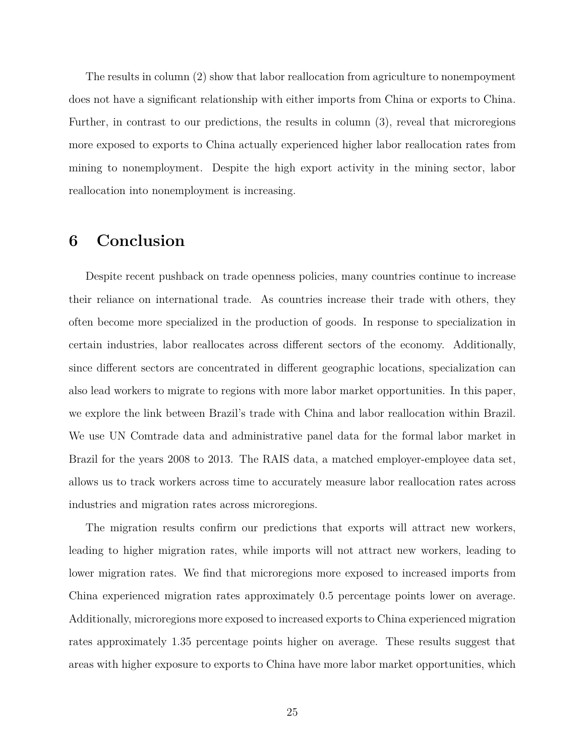The results in column (2) show that labor reallocation from agriculture to nonempoyment does not have a significant relationship with either imports from China or exports to China. Further, in contrast to our predictions, the results in column (3), reveal that microregions more exposed to exports to China actually experienced higher labor reallocation rates from mining to nonemployment. Despite the high export activity in the mining sector, labor reallocation into nonemployment is increasing.

# 6 Conclusion

Despite recent pushback on trade openness policies, many countries continue to increase their reliance on international trade. As countries increase their trade with others, they often become more specialized in the production of goods. In response to specialization in certain industries, labor reallocates across different sectors of the economy. Additionally, since different sectors are concentrated in different geographic locations, specialization can also lead workers to migrate to regions with more labor market opportunities. In this paper, we explore the link between Brazil's trade with China and labor reallocation within Brazil. We use UN Comtrade data and administrative panel data for the formal labor market in Brazil for the years 2008 to 2013. The RAIS data, a matched employer-employee data set, allows us to track workers across time to accurately measure labor reallocation rates across industries and migration rates across microregions.

The migration results confirm our predictions that exports will attract new workers, leading to higher migration rates, while imports will not attract new workers, leading to lower migration rates. We find that microregions more exposed to increased imports from China experienced migration rates approximately 0.5 percentage points lower on average. Additionally, microregions more exposed to increased exports to China experienced migration rates approximately 1.35 percentage points higher on average. These results suggest that areas with higher exposure to exports to China have more labor market opportunities, which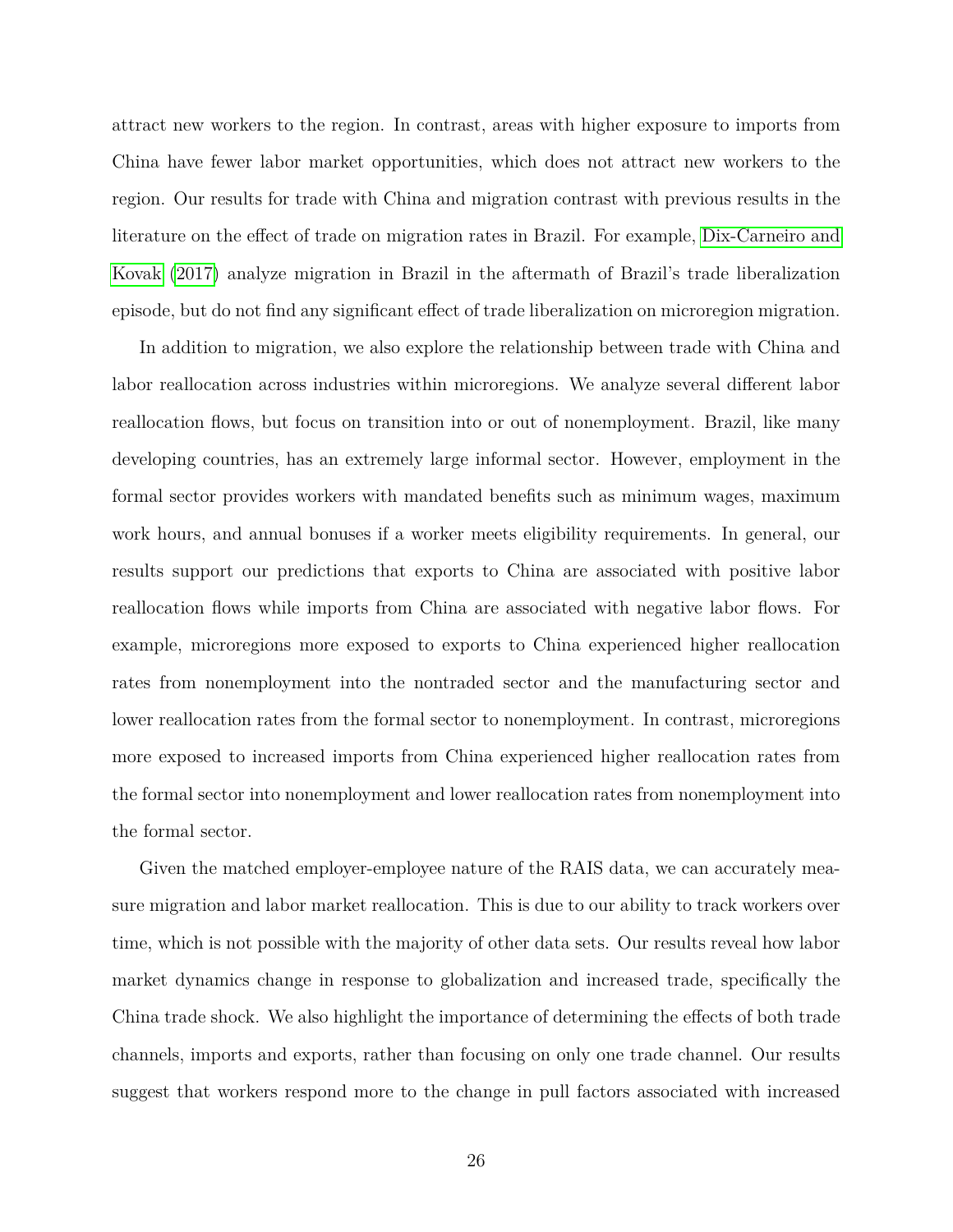attract new workers to the region. In contrast, areas with higher exposure to imports from China have fewer labor market opportunities, which does not attract new workers to the region. Our results for trade with China and migration contrast with previous results in the literature on the effect of trade on migration rates in Brazil. For example, Dix-Carneiro and Kovak (2017) analyze migration in Brazil in the aftermath of Brazil's trade liberalization episode, but do not find any significant effect of trade liberalization on microregion migration.

In addition to migration, we also explore the relationship between trade with China and labor reallocation across industries within microregions. We analyze several different labor reallocation flows, but focus on transition into or out of nonemployment. Brazil, like many developing countries, has an extremely large informal sector. However, employment in the formal sector provides workers with mandated benefits such as minimum wages, maximum work hours, and annual bonuses if a worker meets eligibility requirements. In general, our results support our predictions that exports to China are associated with positive labor reallocation flows while imports from China are associated with negative labor flows. For example, microregions more exposed to exports to China experienced higher reallocation rates from nonemployment into the nontraded sector and the manufacturing sector and lower reallocation rates from the formal sector to nonemployment. In contrast, microregions more exposed to increased imports from China experienced higher reallocation rates from the formal sector into nonemployment and lower reallocation rates from nonemployment into the formal sector.

Given the matched employer-employee nature of the RAIS data, we can accurately measure migration and labor market reallocation. This is due to our ability to track workers over time, which is not possible with the majority of other data sets. Our results reveal how labor market dynamics change in response to globalization and increased trade, specifically the China trade shock. We also highlight the importance of determining the effects of both trade channels, imports and exports, rather than focusing on only one trade channel. Our results suggest that workers respond more to the change in pull factors associated with increased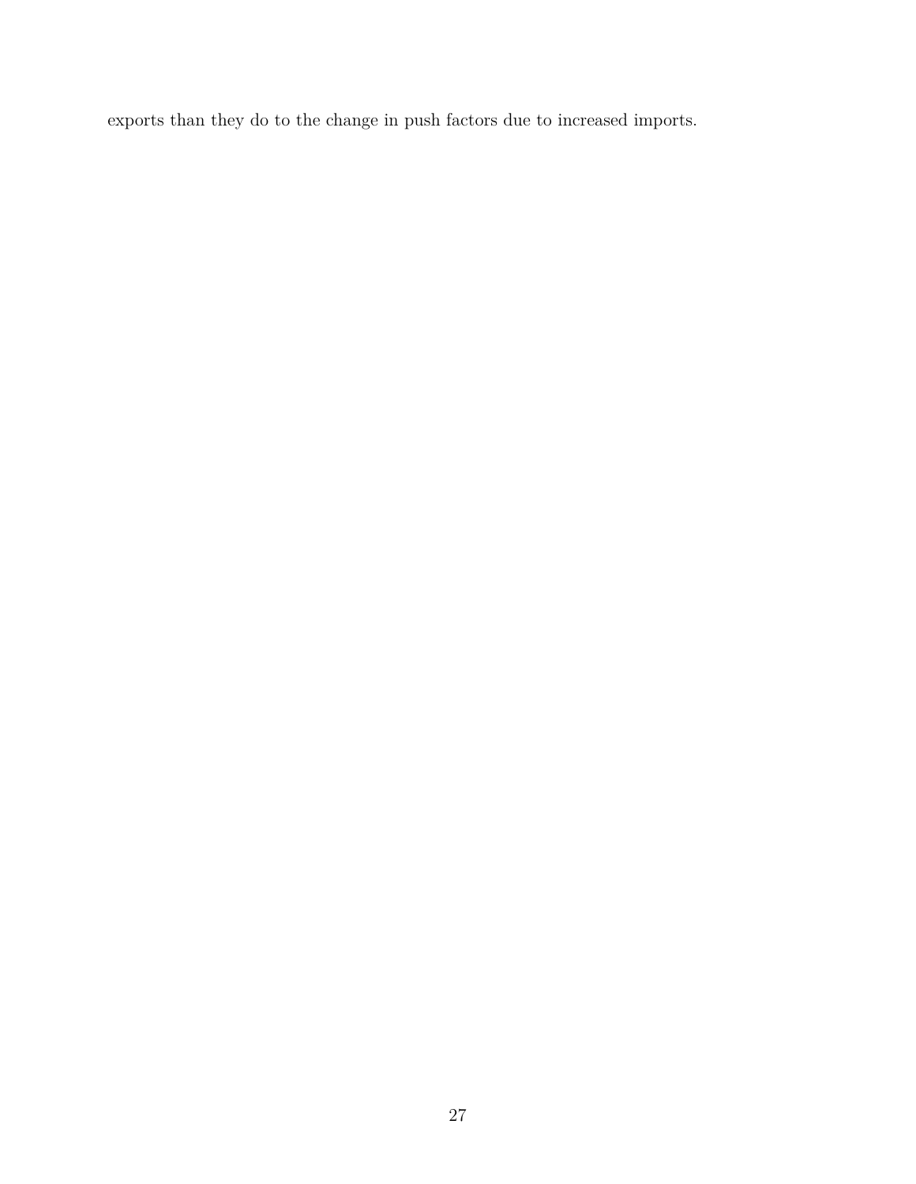exports than they do to the change in push factors due to increased imports.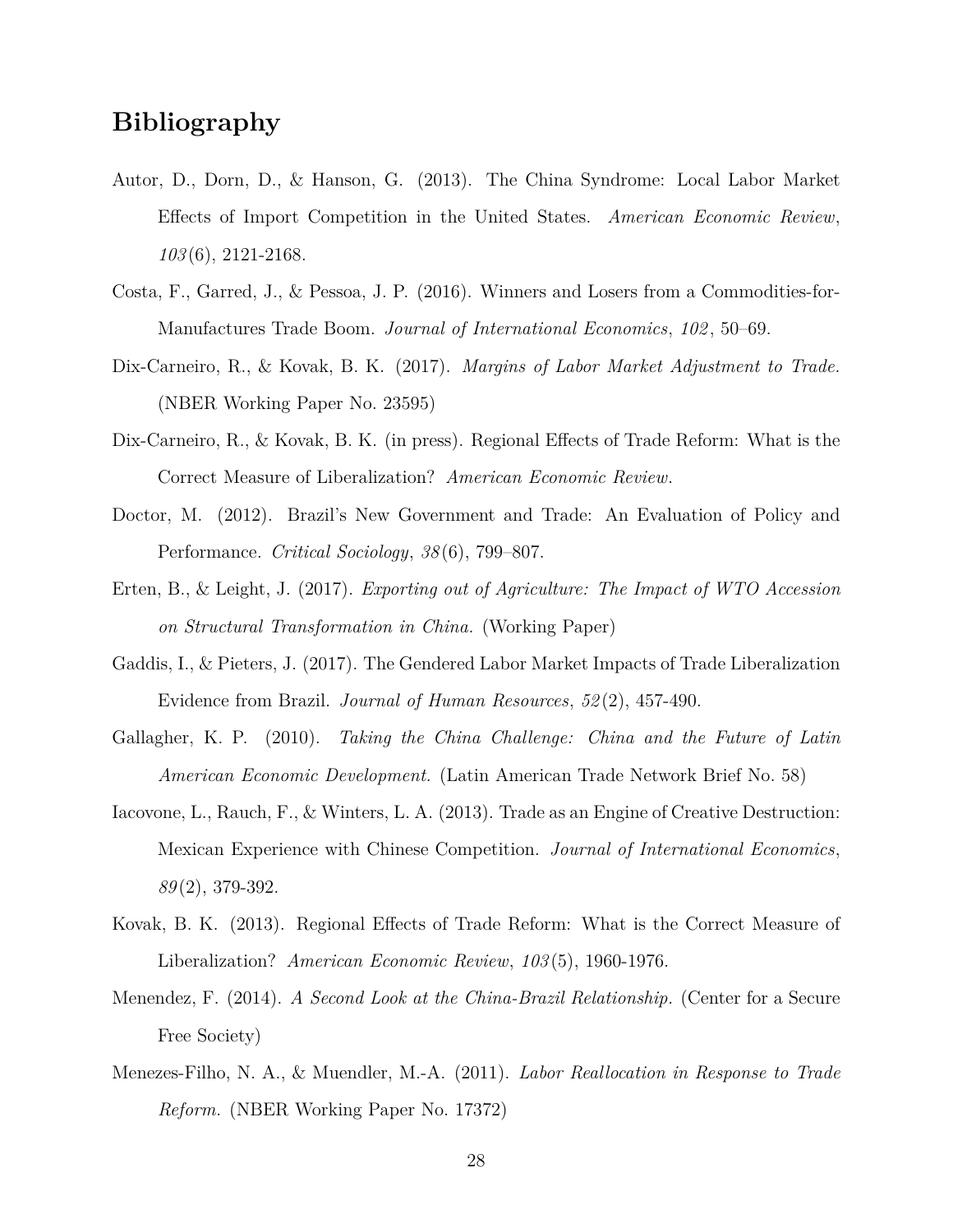# Bibliography

Autor, D., Dorn, D., & Hanson, G. (2013). The China Syndrome: Local Labor Market Effects of Import Competition in the United States. *American Economic Review*, *103*(6), 2121-2168.

Costa, F., Garred, J., & Pessoa, J. P. (2016). Winners and Losers from a Commodities-for-Manufactures Trade Boom. *Journal of International Economics*, *102*, 50–69.

Dix-Carneiro, R., & Kovak, B. K. (2017). *Margins of Labor Market Adjustment to Trade.* (NBER Working Paper No. 23595)

Dix-Carneiro, R., & Kovak, B. K. (in press). Regional Effects of Trade Reform: What is the Correct Measure of Liberalization? *American Economic Review.*

Doctor, M. (2012). Brazil's New Government and Trade: An Evaluation of Policy and Performance. *Critical Sociology*, *38*(6), 799–807.

Erten, B., & Leight, J. (2017). *Exporting out of Agriculture: The Impact of WTO Accession on Structural Transformation in China.* (Working Paper)

Gaddis, I., & Pieters, J. (2017). The Gendered Labor Market Impacts of Trade Liberalization Evidence from Brazil. *Journal of Human Resources*, *52*(2), 457-490.

Gallagher, K. P. (2010). *Taking the China Challenge: China and the Future of Latin American Economic Development.* (Latin American Trade Network Brief No. 58)

Iacovone, L., Rauch, F., & Winters, L. A. (2013). Trade as an Engine of Creative Destruction: Mexican Experience with Chinese Competition. *Journal of International Economics*, *89*(2), 379-392.

Kovak, B. K. (2013). Regional Effects of Trade Reform: What is the Correct Measure of Liberalization? *American Economic Review*, *103*(5), 1960-1976.

Menendez, F. (2014). *A Second Look at the China-Brazil Relationship.* (Center for a Secure Free Society)

Menezes-Filho, N. A., & Muendler, M.-A. (2011). *Labor Reallocation in Response to Trade Reform.* (NBER Working Paper No. 17372)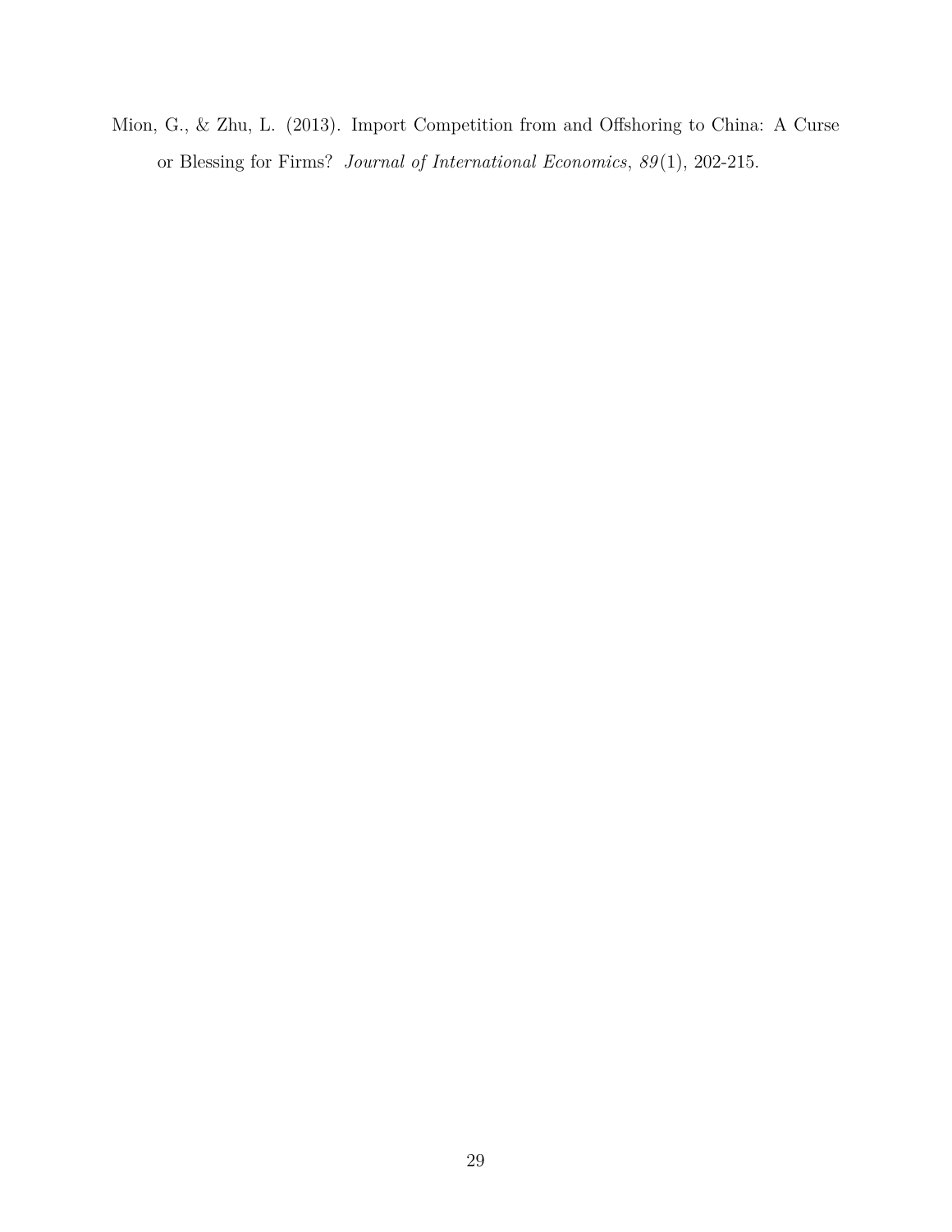Mion, G., & Zhu, L. (2013). Import Competition from and Offshoring to China: A Curse or Blessing for Firms? *Journal of International Economics*, *89*(1), 202-215.